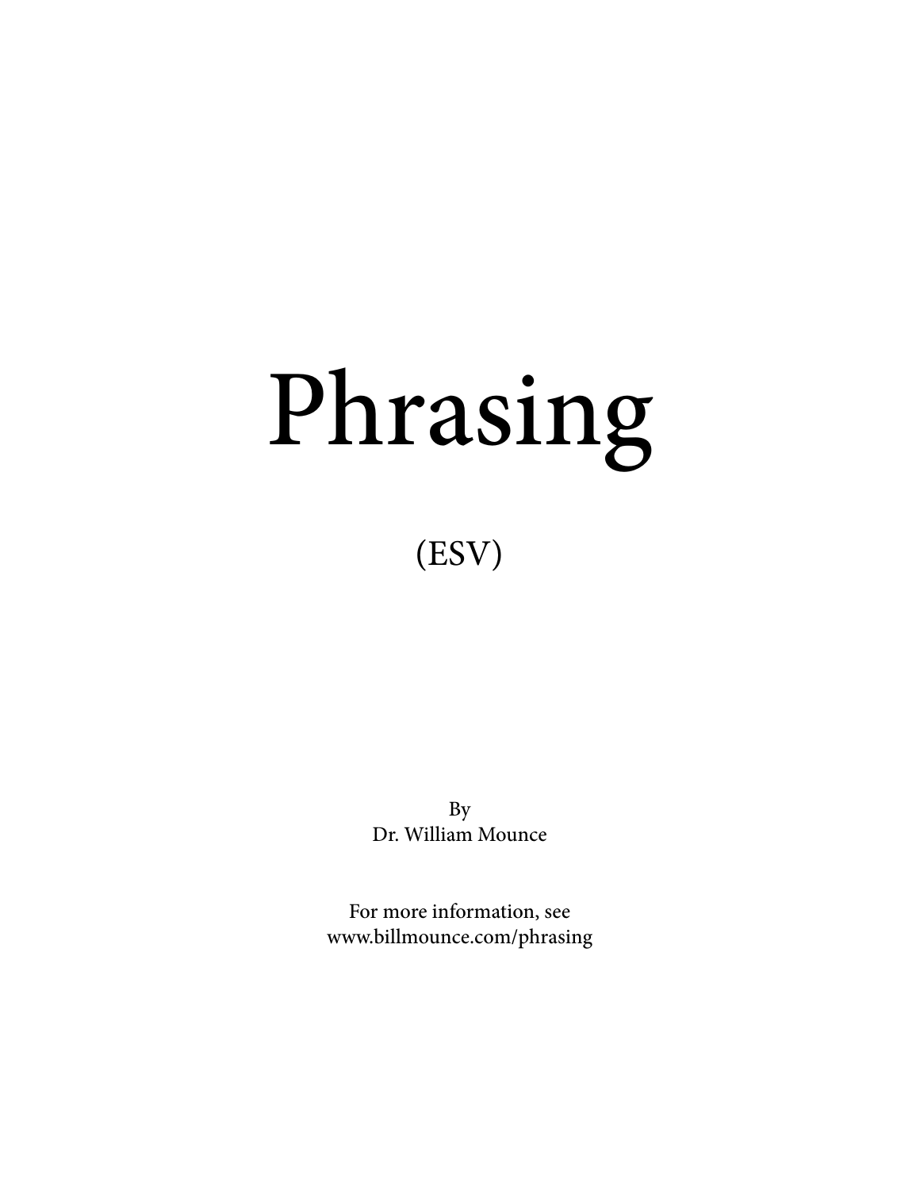# Phrasing

(ESV)

By
Dr. William Mounce

For more information, see
www.billmounce.com/phrasing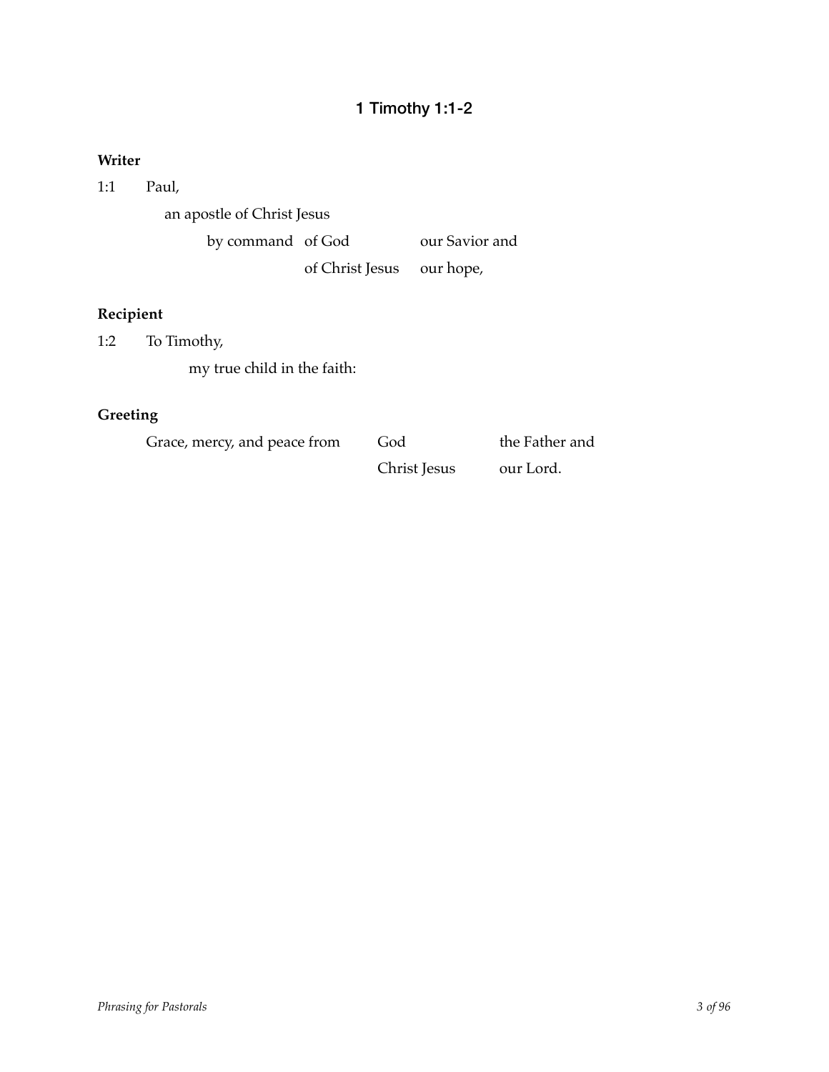# 1 Timothy 1:1-2

**Writer**

1:1 Paul,

  an apostle of Christ Jesus

    by command of God our Savior and

          of Christ Jesus our hope,

**Recipient**

1:2 To Timothy,

    my true child in the faith:

**Greeting**

Grace, mercy, and peace from God the Father and

          Christ Jesus our Lord.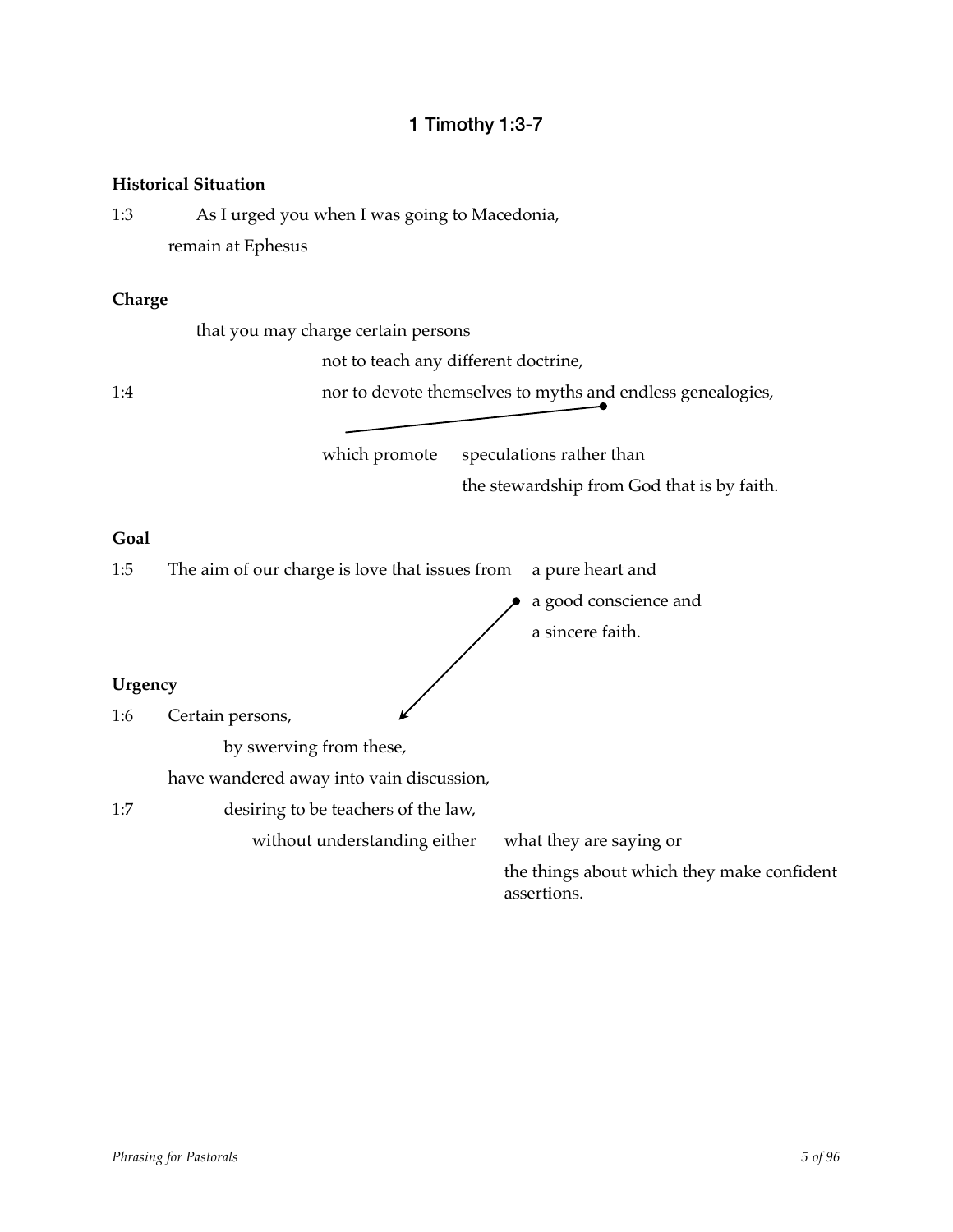## 1 Timothy 1:3-7

**Historical Situation**

1:3 As I urged you when I was going to Macedonia,
remain at Ephesus

**Charge**

that you may charge certain persons
not to teach any different doctrine,
1:4 nor to devote themselves to myths and endless genealogies,
which promote speculations rather than
the stewardship from God that is by faith.

**Goal**

1:5 The aim of our charge is love that issues from a pure heart and
a good conscience and
a sincere faith.

**Urgency**

1:6 Certain persons,
by swerving from these,
have wandered away into vain discussion,
1:7 desiring to be teachers of the law,
without understanding either what they are saying or
the things about which they make confident assertions.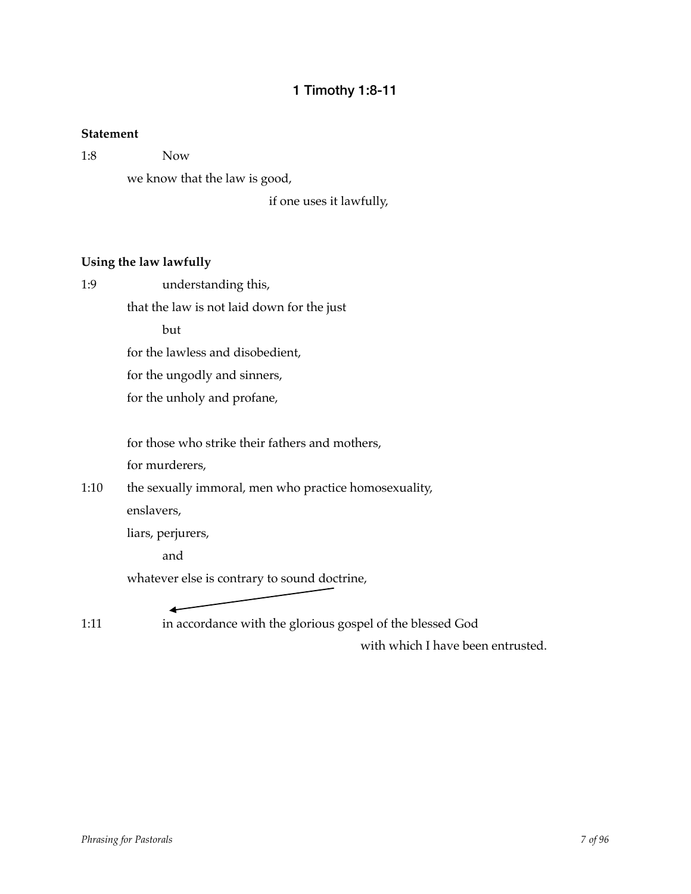# 1 Timothy 1:8-11

**Statement**

1:8 Now

we know that the law is good,

if one uses it lawfully,

**Using the law lawfully**

1:9 understanding this,

that the law is not laid down for the just

but

for the lawless and disobedient,

for the ungodly and sinners,

for the unholy and profane,

for those who strike their fathers and mothers,

for murderers,

1:10 the sexually immoral, men who practice homosexuality,

enslavers,

liars, perjurers,

and

whatever else is contrary to sound doctrine,

1:11 in accordance with the glorious gospel of the blessed God

with which I have been entrusted.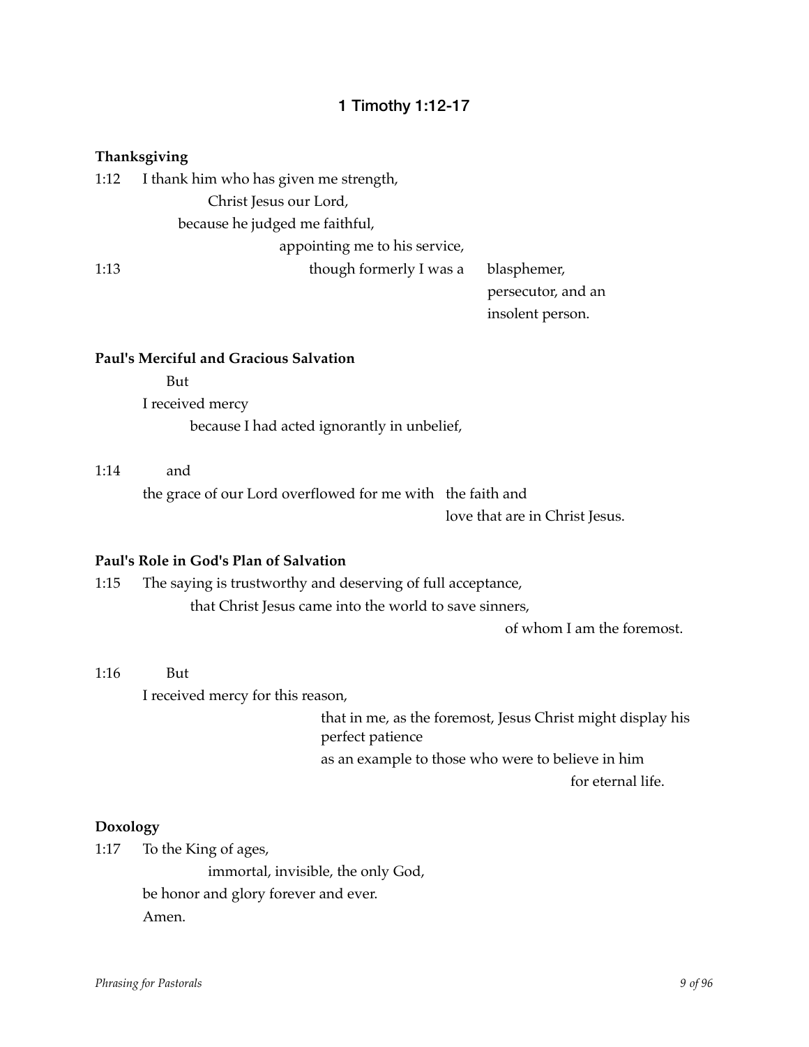## 1 Timothy 1:12-17

**Thanksgiving**

1:12 I thank him who has given me strength,
      Christ Jesus our Lord,
    because he judged me faithful,
        appointing me to his service,
1:13         though formerly I was a  blasphemer,
                     persecutor, and an
                     insolent person.

**Paul's Merciful and Gracious Salvation**

  But
I received mercy
    because I had acted ignorantly in unbelief,

1:14  and
the grace of our Lord overflowed for me with  the faith and
                      love that are in Christ Jesus.

**Paul's Role in God's Plan of Salvation**

1:15 The saying is trustworthy and deserving of full acceptance,
    that Christ Jesus came into the world to save sinners,
                      of whom I am the foremost.

1:16  But
I received mercy for this reason,
        that in me, as the foremost, Jesus Christ might display his perfect patience
        as an example to those who were to believe in him
                      for eternal life.

**Doxology**

1:17 To the King of ages,
      immortal, invisible, the only God,
   be honor and glory forever and ever.
   Amen.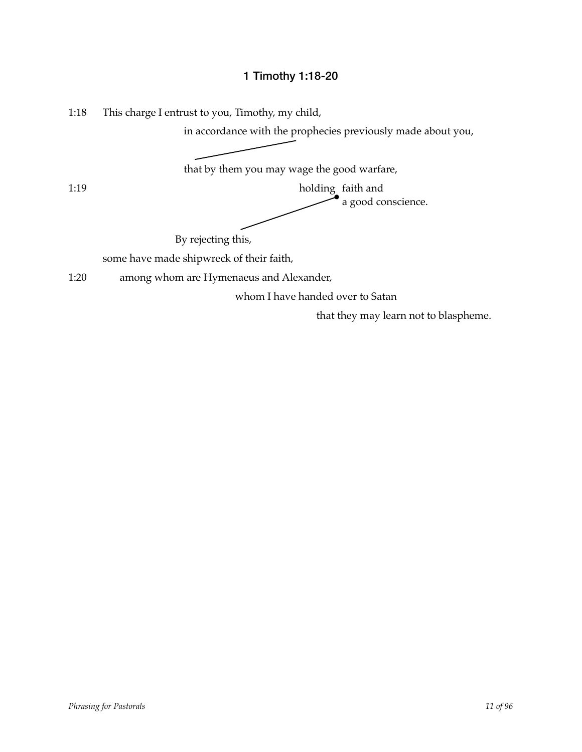## 1 Timothy 1:18-20

1:18 This charge I entrust to you, Timothy, my child,

in accordance with the prophecies previously made about you,

that by them you may wage the good warfare,

1:19 holding faith and
a good conscience.

By rejecting this,

some have made shipwreck of their faith,

1:20 among whom are Hymenaeus and Alexander,

whom I have handed over to Satan

that they may learn not to blaspheme.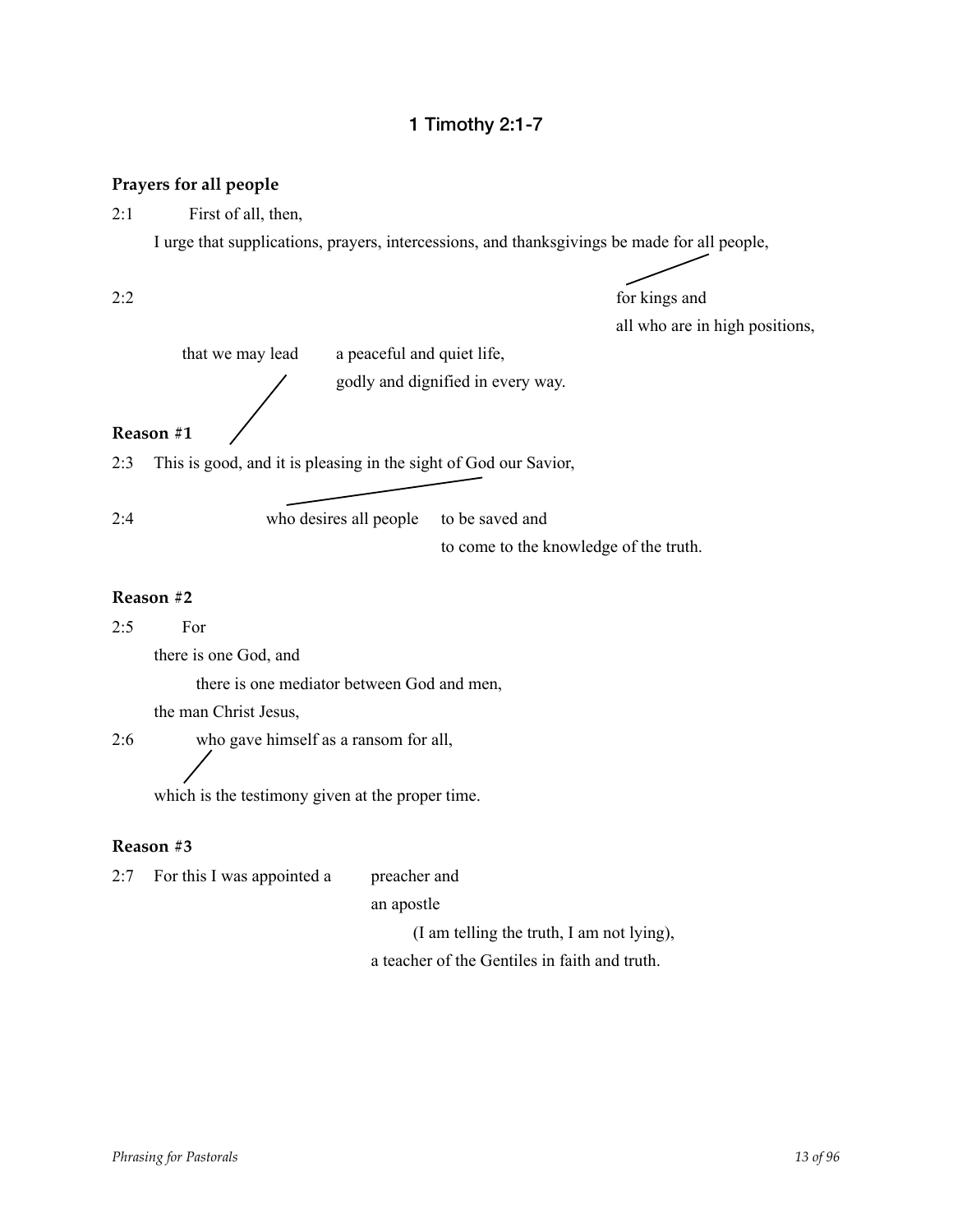# 1 Timothy 2:1-7

**Prayers for all people**

2:1 First of all, then,

I urge that supplications, prayers, intercessions, and thanksgivings be made for all people,

2:2 for kings and

all who are in high positions,

that we may lead a peaceful and quiet life,

godly and dignified in every way.

**Reason #1**

2:3 This is good, and it is pleasing in the sight of God our Savior,

2:4 who desires all people to be saved and

to come to the knowledge of the truth.

**Reason #2**

2:5 For

there is one God, and

there is one mediator between God and men,

the man Christ Jesus,

2:6 who gave himself as a ransom for all,

which is the testimony given at the proper time.

**Reason #3**

2:7 For this I was appointed a preacher and

an apostle

(I am telling the truth, I am not lying),

a teacher of the Gentiles in faith and truth.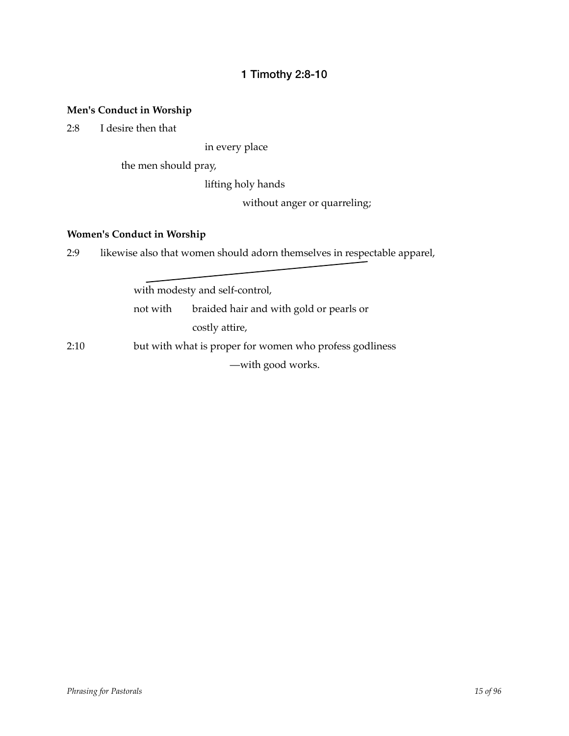## 1 Timothy 2:8-10

**Men's Conduct in Worship**

2:8 I desire then that

in every place

the men should pray,

lifting holy hands

without anger or quarreling;

**Women's Conduct in Worship**

2:9 likewise also that women should adorn themselves in respectable apparel,

with modesty and self-control,

not with braided hair and with gold or pearls or

costly attire,

2:10 but with what is proper for women who profess godliness

—with good works.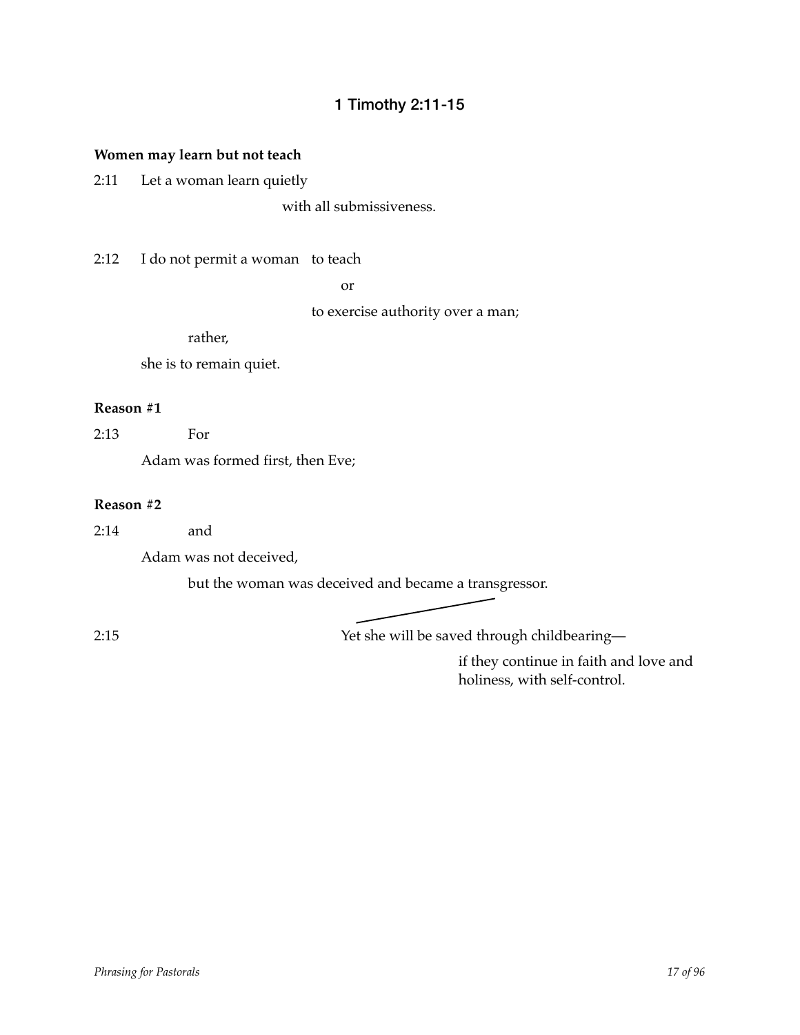## 1 Timothy 2:11-15

**Women may learn but not teach**

2:11 Let a woman learn quietly

with all submissiveness.

2:12 I do not permit a woman to teach

or

to exercise authority over a man;

rather,

she is to remain quiet.

**Reason #1**

2:13 For

Adam was formed first, then Eve;

**Reason #2**

2:14 and

Adam was not deceived,

but the woman was deceived and became a transgressor.

2:15 Yet she will be saved through childbearing—

if they continue in faith and love and holiness, with self-control.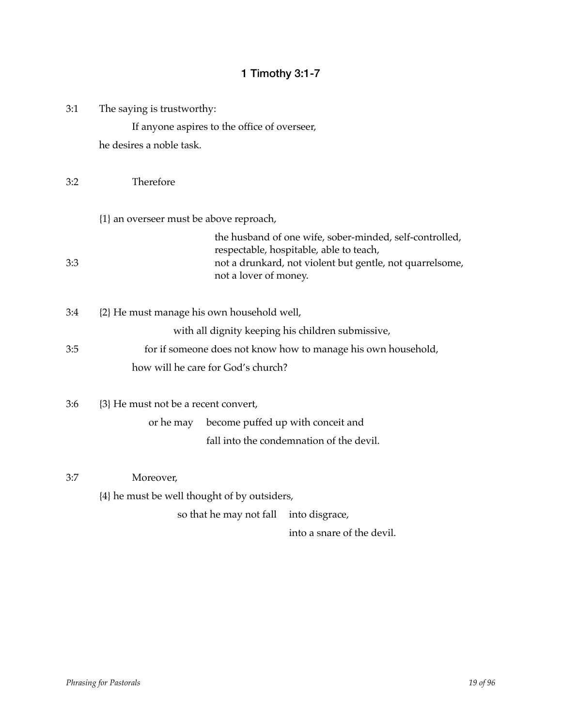## 1 Timothy 3:1-7

3:1 The saying is trustworthy:

If anyone aspires to the office of overseer,

he desires a noble task.

3:2 Therefore

{1} an overseer must be above reproach,

the husband of one wife, sober-minded, self-controlled,
respectable, hospitable, able to teach,

3:3 not a drunkard, not violent but gentle, not quarrelsome,
not a lover of money.

3:4 {2} He must manage his own household well,

with all dignity keeping his children submissive,

3:5 for if someone does not know how to manage his own household,

how will he care for God's church?

3:6 {3} He must not be a recent convert,

or he may become puffed up with conceit and

fall into the condemnation of the devil.

3:7 Moreover,

{4} he must be well thought of by outsiders,

so that he may not fall into disgrace,

into a snare of the devil.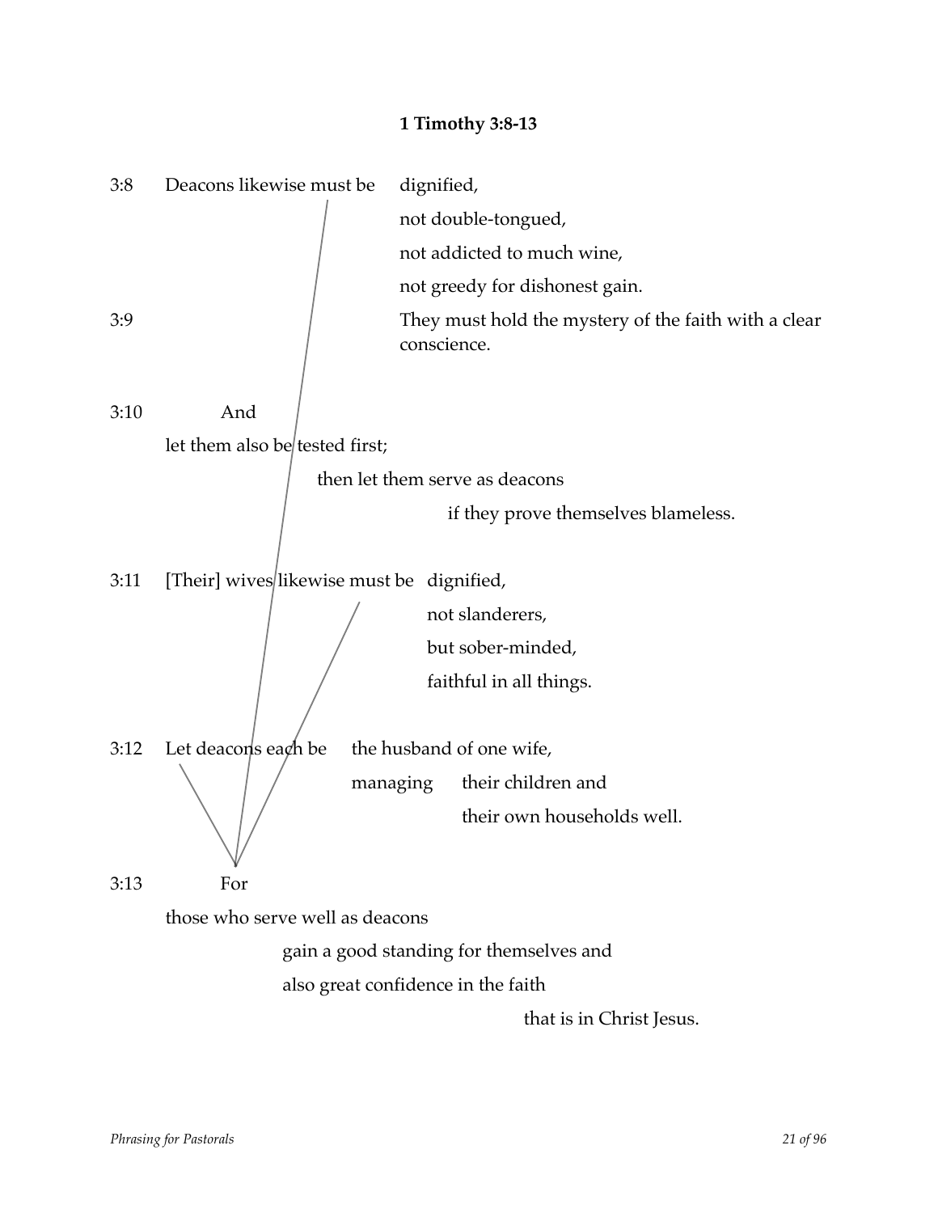**1 Timothy 3:8-13**

3:8 Deacons likewise must be dignified,

not double-tongued,

not addicted to much wine,

not greedy for dishonest gain.

3:9 They must hold the mystery of the faith with a clear conscience.

3:10 And

let them also be tested first;

then let them serve as deacons

if they prove themselves blameless.

3:11 [Their] wives likewise must be dignified,

not slanderers,

but sober-minded,

faithful in all things.

3:12 Let deacons each be the husband of one wife,

managing their children and

their own households well.

3:13 For

those who serve well as deacons

gain a good standing for themselves and

also great confidence in the faith

that is in Christ Jesus.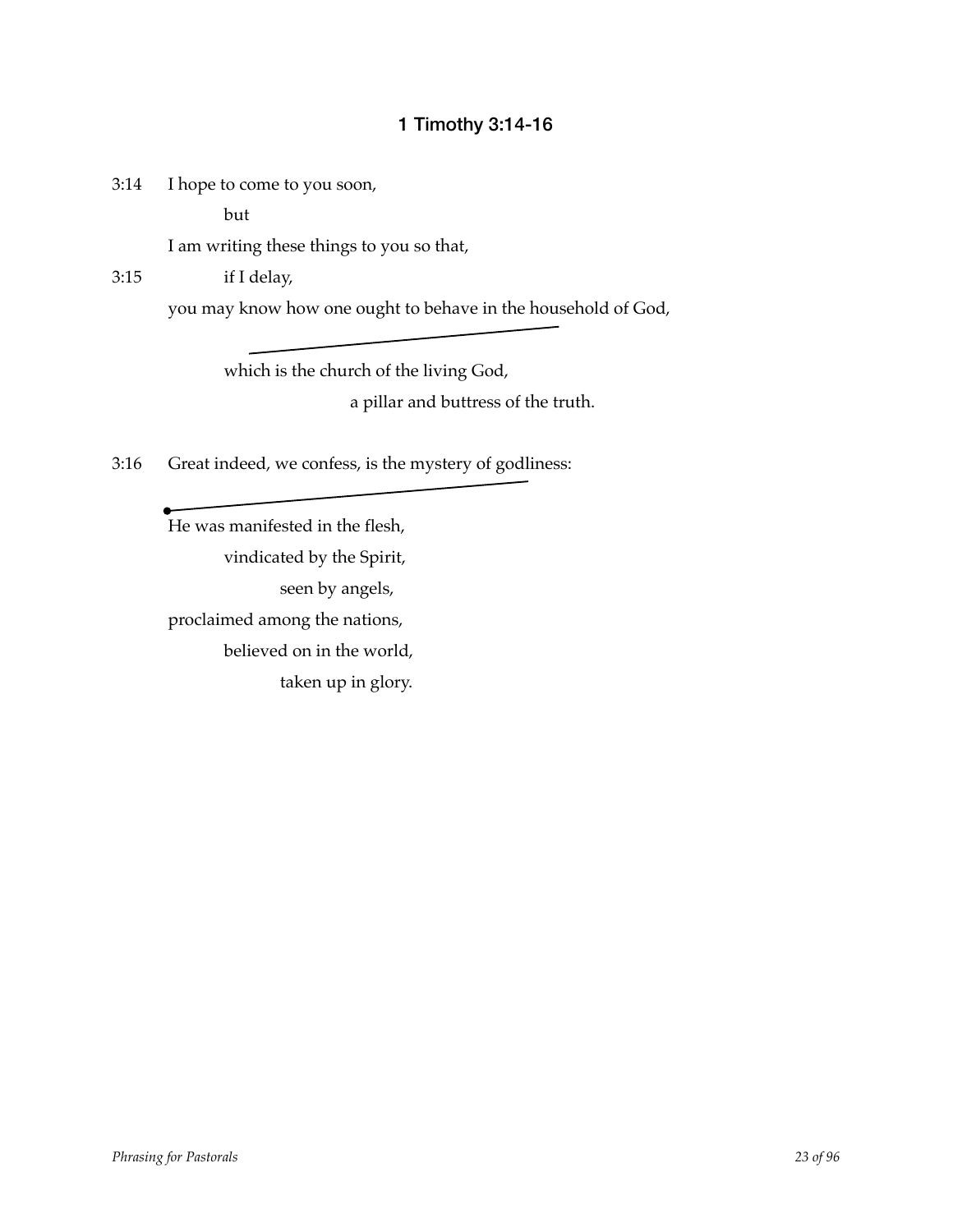## 1 Timothy 3:14-16

3:14 I hope to come to you soon,

        but

    I am writing these things to you so that,

3:15         if I delay,

    you may know how one ought to behave in the household of God,

        which is the church of the living God,

                a pillar and buttress of the truth.

3:16 Great indeed, we confess, is the mystery of godliness:

    He was manifested in the flesh,

        vindicated by the Spirit,

            seen by angels,

    proclaimed among the nations,

        believed on in the world,

            taken up in glory.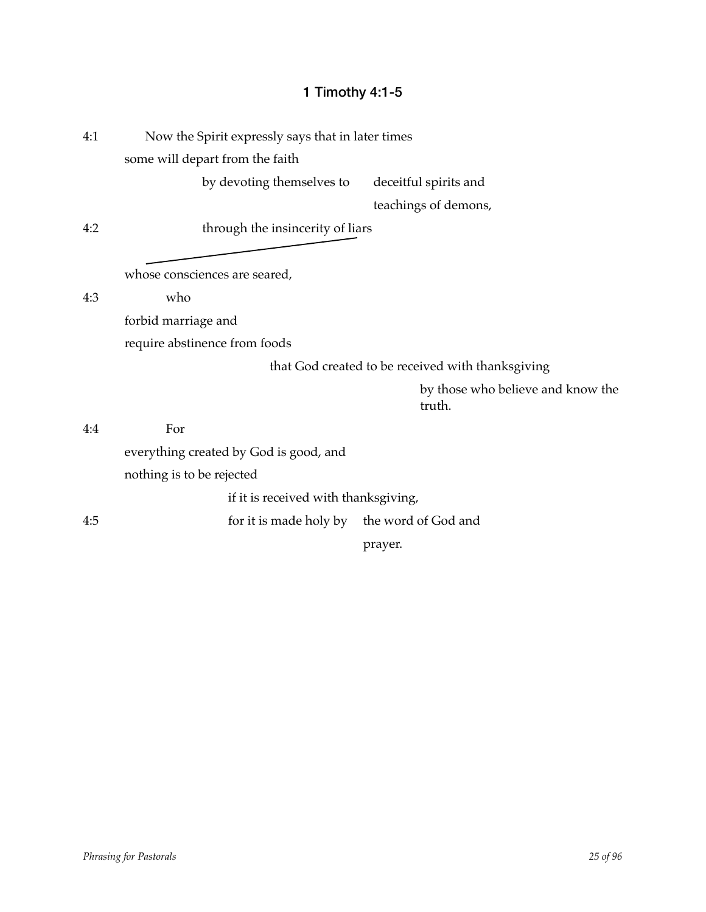## 1 Timothy 4:1-5

4:1 Now the Spirit expressly says that in later times
some will depart from the faith
by devoting themselves to deceitful spirits and
teachings of demons,
4:2 through the insincerity of liars
whose consciences are seared,
4:3 who
forbid marriage and
require abstinence from foods
that God created to be received with thanksgiving
by those who believe and know the truth.
4:4 For
everything created by God is good, and
nothing is to be rejected
if it is received with thanksgiving,
4:5 for it is made holy by the word of God and
prayer.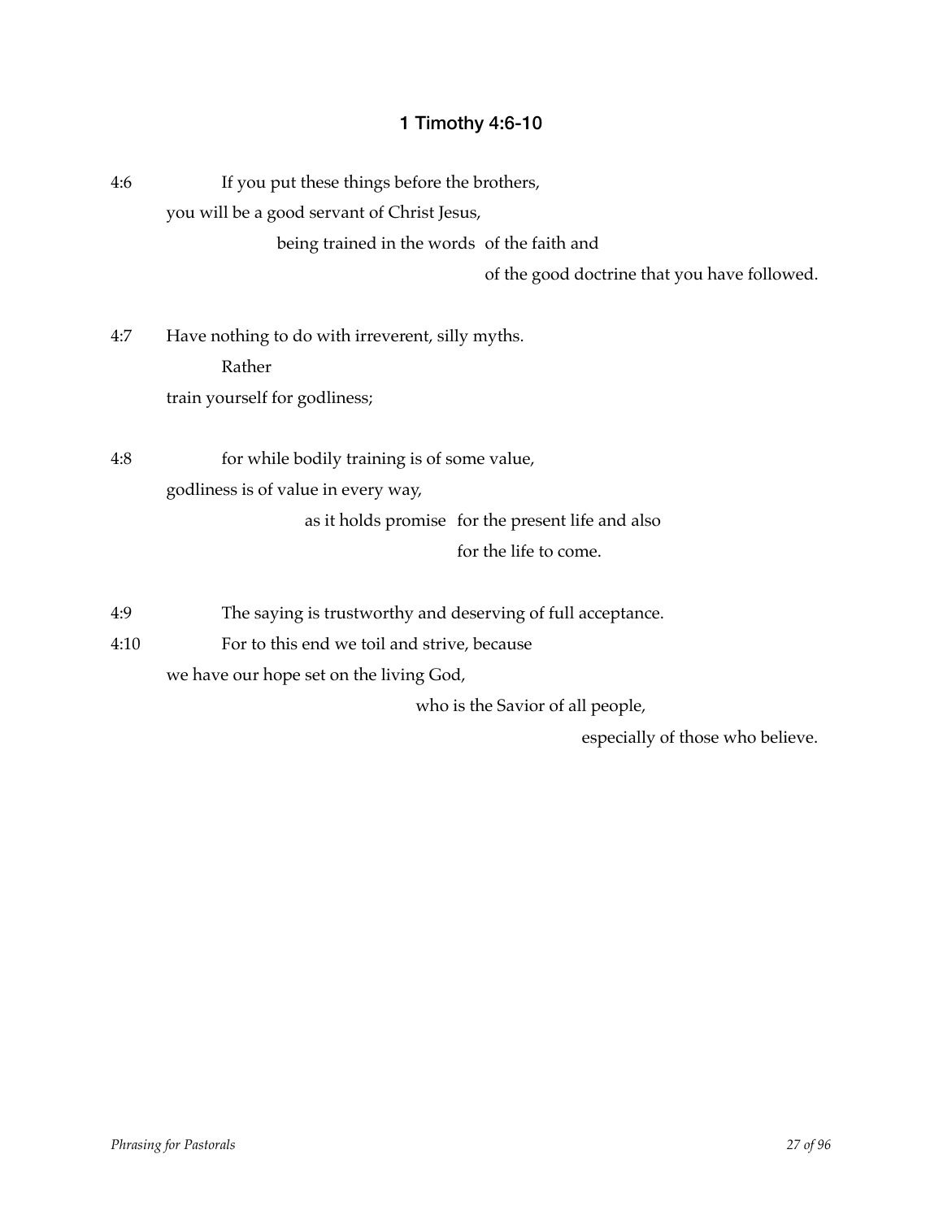## 1 Timothy 4:6-10

4:6 If you put these things before the brothers,
you will be a good servant of Christ Jesus,
being trained in the words of the faith and
of the good doctrine that you have followed.

4:7 Have nothing to do with irreverent, silly myths.
Rather
train yourself for godliness;

4:8 for while bodily training is of some value,
godliness is of value in every way,
as it holds promise for the present life and also
for the life to come.

4:9 The saying is trustworthy and deserving of full acceptance.
4:10 For to this end we toil and strive, because
we have our hope set on the living God,
who is the Savior of all people,
especially of those who believe.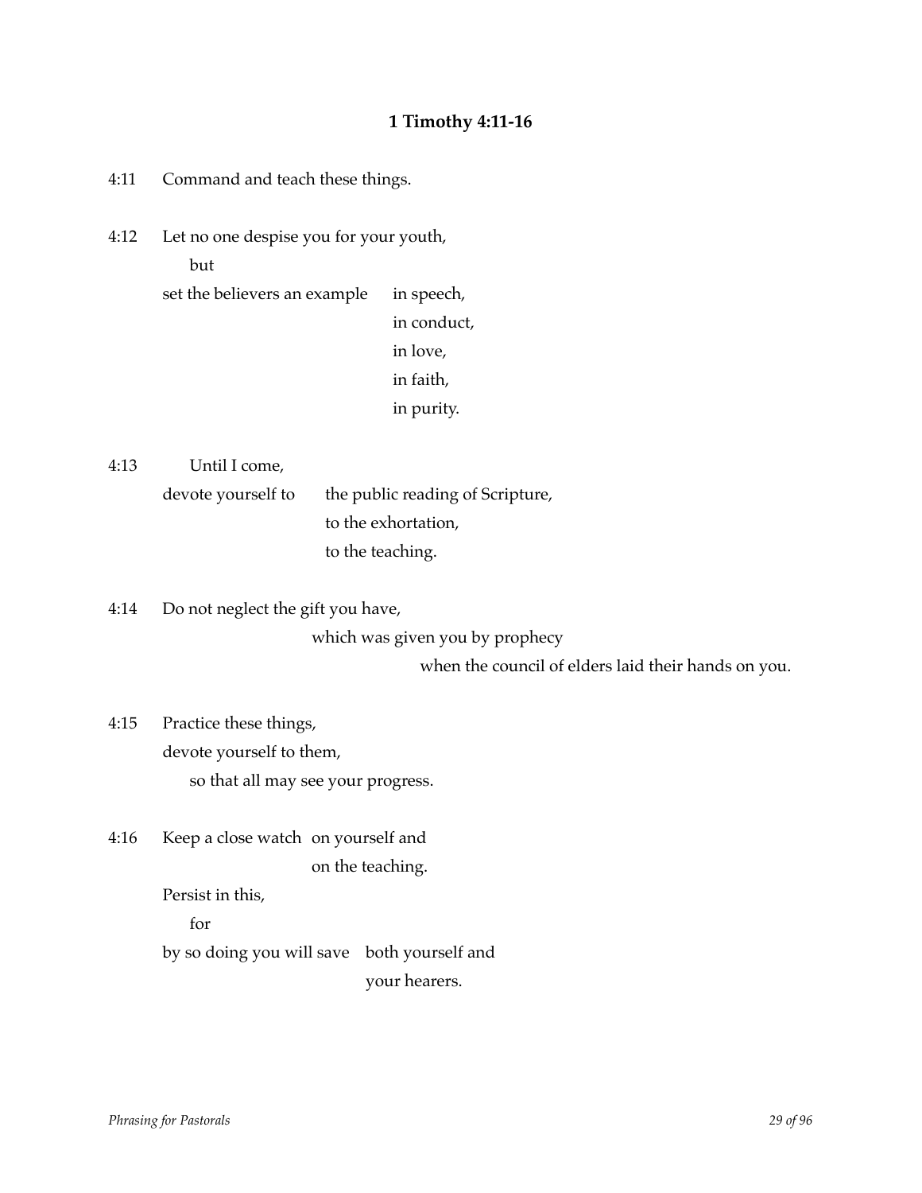### 1 Timothy 4:11-16

4:11 Command and teach these things.

4:12 Let no one despise you for your youth,
    but
set the believers an example
    in speech,
    in conduct,
    in love,
    in faith,
    in purity.

4:13 Until I come,
devote yourself to
    the public reading of Scripture,
    to the exhortation,
    to the teaching.

4:14 Do not neglect the gift you have,
    which was given you by prophecy
        when the council of elders laid their hands on you.

4:15 Practice these things,
devote yourself to them,
    so that all may see your progress.

4:16 Keep a close watch
    on yourself and
    on the teaching.
Persist in this,
    for
by so doing you will save
    both yourself and
    your hearers.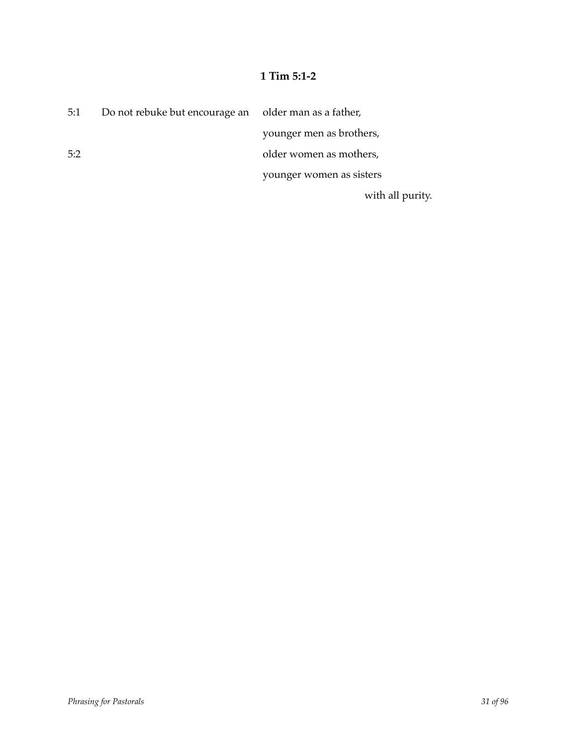**1 Tim 5:1-2**

| | | |
|---|---|---|
| 5:1 | Do not rebuke but encourage an | older man as a father, |
| | | younger men as brothers, |
| 5:2 | | older women as mothers, |
| | | younger women as sisters |
| | | with all purity. |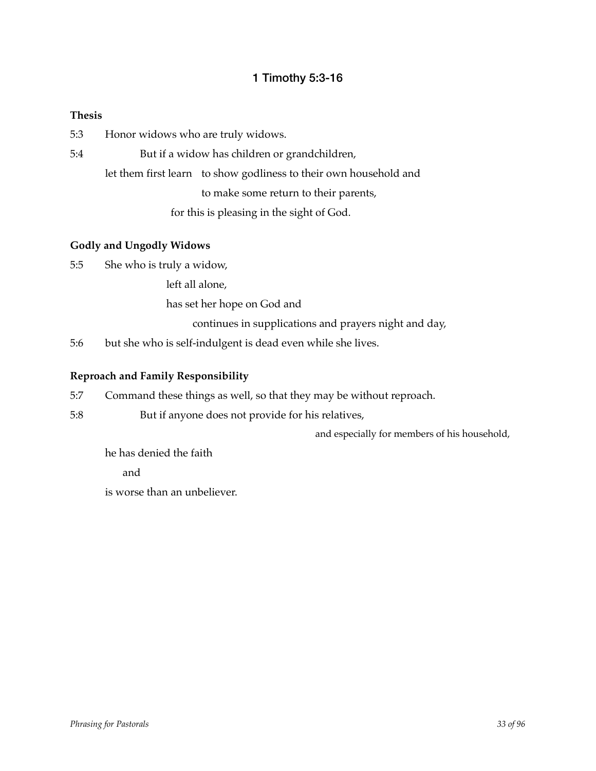## 1 Timothy 5:3-16

**Thesis**

5:3 Honor widows who are truly widows.

5:4 But if a widow has children or grandchildren,

let them first learn to show godliness to their own household and

to make some return to their parents,

for this is pleasing in the sight of God.

**Godly and Ungodly Widows**

5:5 She who is truly a widow,

left all alone,

has set her hope on God and

continues in supplications and prayers night and day,

5:6 but she who is self-indulgent is dead even while she lives.

**Reproach and Family Responsibility**

5:7 Command these things as well, so that they may be without reproach.

5:8 But if anyone does not provide for his relatives,

and especially for members of his household,

he has denied the faith

and

is worse than an unbeliever.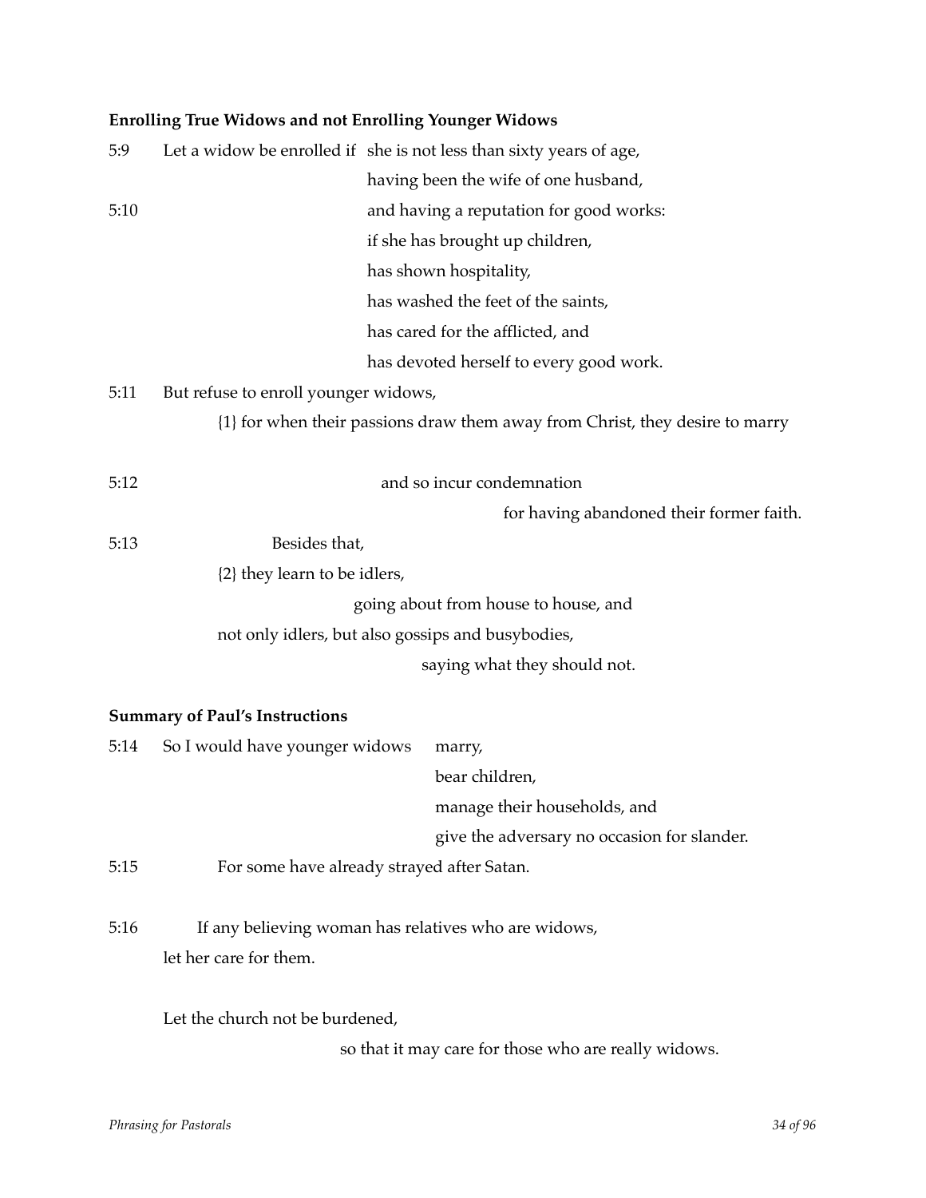**Enrolling True Widows and not Enrolling Younger Widows**

5:9 Let a widow be enrolled if she is not less than sixty years of age,
having been the wife of one husband,

5:10 and having a reputation for good works:
if she has brought up children,
has shown hospitality,
has washed the feet of the saints,
has cared for the afflicted, and
has devoted herself to every good work.

5:11 But refuse to enroll younger widows,
{1} for when their passions draw them away from Christ, they desire to marry

5:12 and so incur condemnation
for having abandoned their former faith.

5:13 Besides that,
{2} they learn to be idlers,
going about from house to house, and
not only idlers, but also gossips and busybodies,
saying what they should not.

**Summary of Paul's Instructions**

5:14 So I would have younger widows marry,
bear children,
manage their households, and
give the adversary no occasion for slander.

5:15 For some have already strayed after Satan.

5:16 If any believing woman has relatives who are widows,
let her care for them.

Let the church not be burdened,
so that it may care for those who are really widows.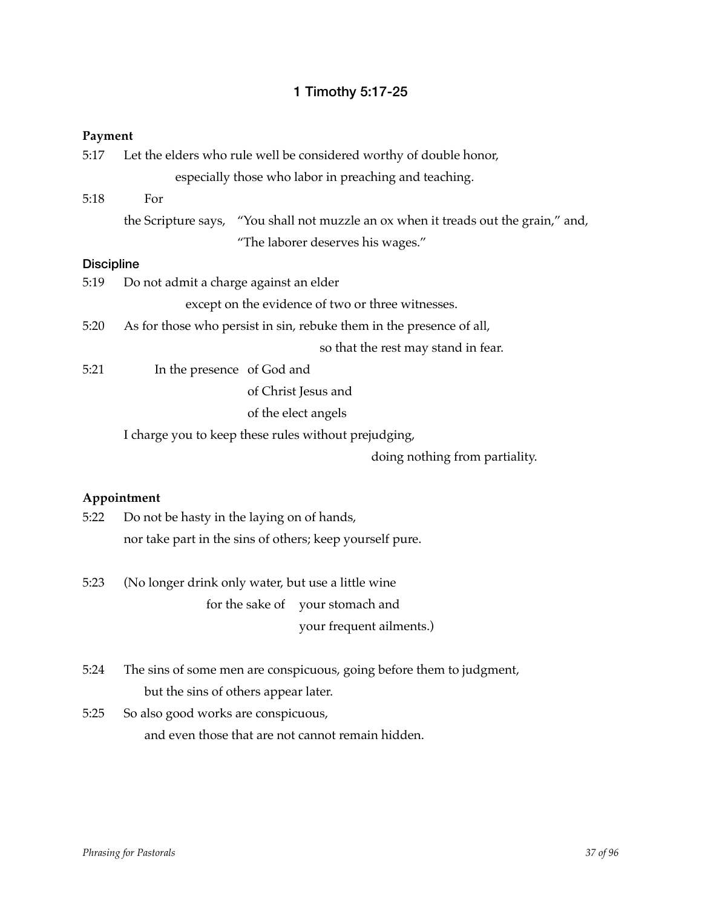# 1 Timothy 5:17-25

**Payment**

5:17 Let the elders who rule well be considered worthy of double honor,
    especially those who labor in preaching and teaching.

5:18 For
  the Scripture says, "You shall not muzzle an ox when it treads out the grain," and,
    "The laborer deserves his wages."

**Discipline**

5:19 Do not admit a charge against an elder
    except on the evidence of two or three witnesses.

5:20 As for those who persist in sin, rebuke them in the presence of all,
    so that the rest may stand in fear.

5:21 In the presence of God and
    of Christ Jesus and
    of the elect angels
  I charge you to keep these rules without prejudging,
    doing nothing from partiality.

**Appointment**

5:22 Do not be hasty in the laying on of hands,
  nor take part in the sins of others; keep yourself pure.

5:23 (No longer drink only water, but use a little wine
    for the sake of your stomach and
      your frequent ailments.)

5:24 The sins of some men are conspicuous, going before them to judgment,
  but the sins of others appear later.

5:25 So also good works are conspicuous,
  and even those that are not cannot remain hidden.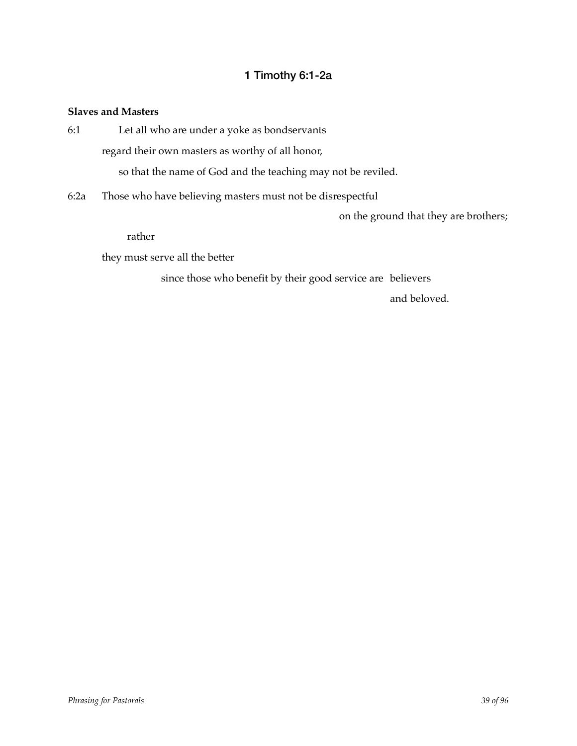# 1 Timothy 6:1-2a

**Slaves and Masters**

6:1 Let all who are under a yoke as bondservants

regard their own masters as worthy of all honor,

so that the name of God and the teaching may not be reviled.

6:2a Those who have believing masters must not be disrespectful

on the ground that they are brothers;

rather

they must serve all the better

since those who benefit by their good service are believers

and beloved.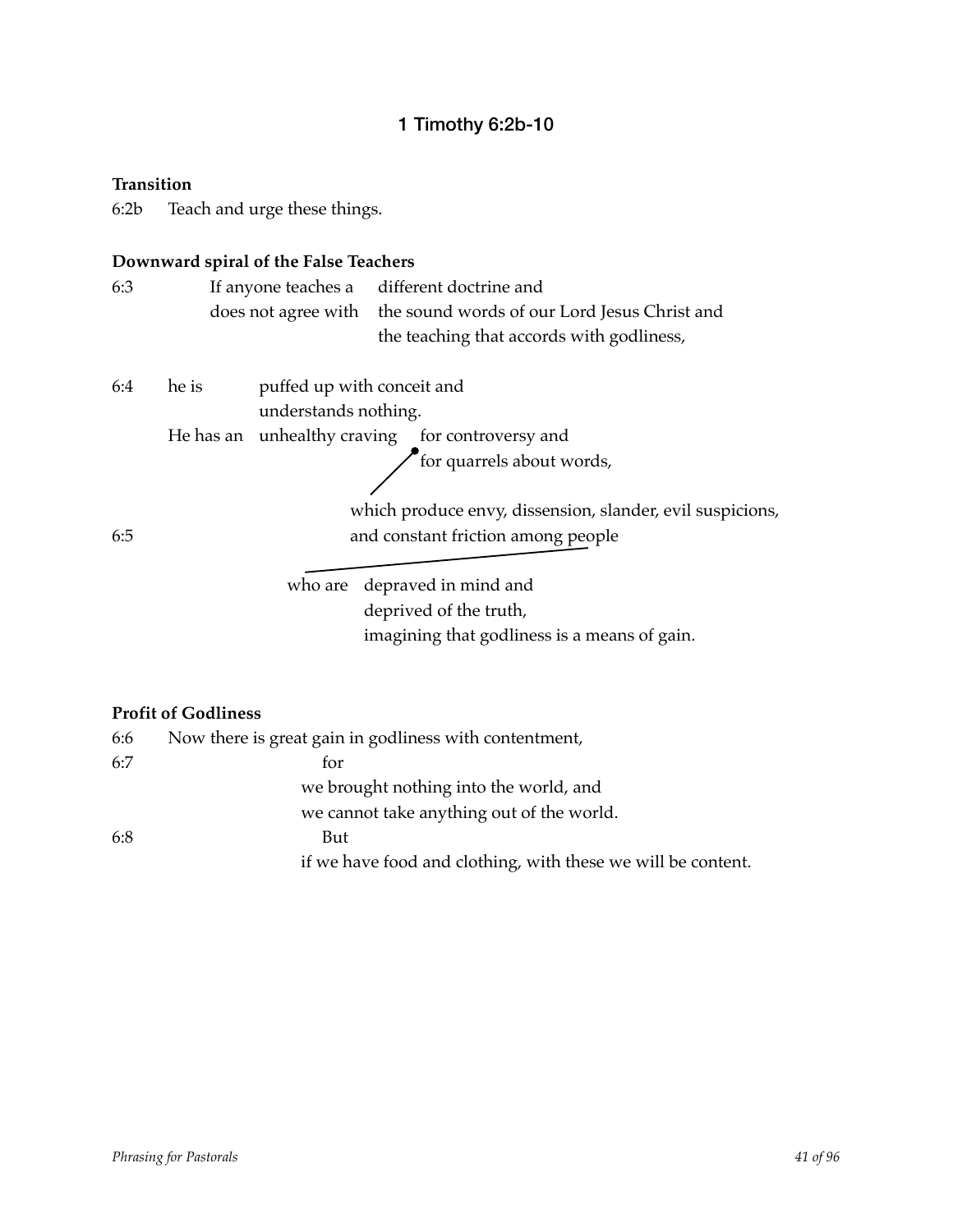## 1 Timothy 6:2b-10

**Transition**

6:2b Teach and urge these things.

**Downward spiral of the False Teachers**

```
6:3         If anyone teaches a    different doctrine and
            does not agree with    the sound words of our Lord Jesus Christ and
                                   the teaching that accords with godliness,

6:4   he is         puffed up with conceit and
                    understands nothing.
      He has an     unhealthy craving    for controversy and
                                         for quarrels about words,

                                   which produce envy, dissension, slander, evil suspicions,
6:5                                and constant friction among people

                          who are   depraved in mind and
                                    deprived of the truth,
                                    imagining that godliness is a means of gain.
```

**Profit of Godliness**

```
6:6   Now there is great gain in godliness with contentment,
6:7                       for
                      we brought nothing into the world, and
                      we cannot take anything out of the world.
6:8                       But
                      if we have food and clothing, with these we will be content.
```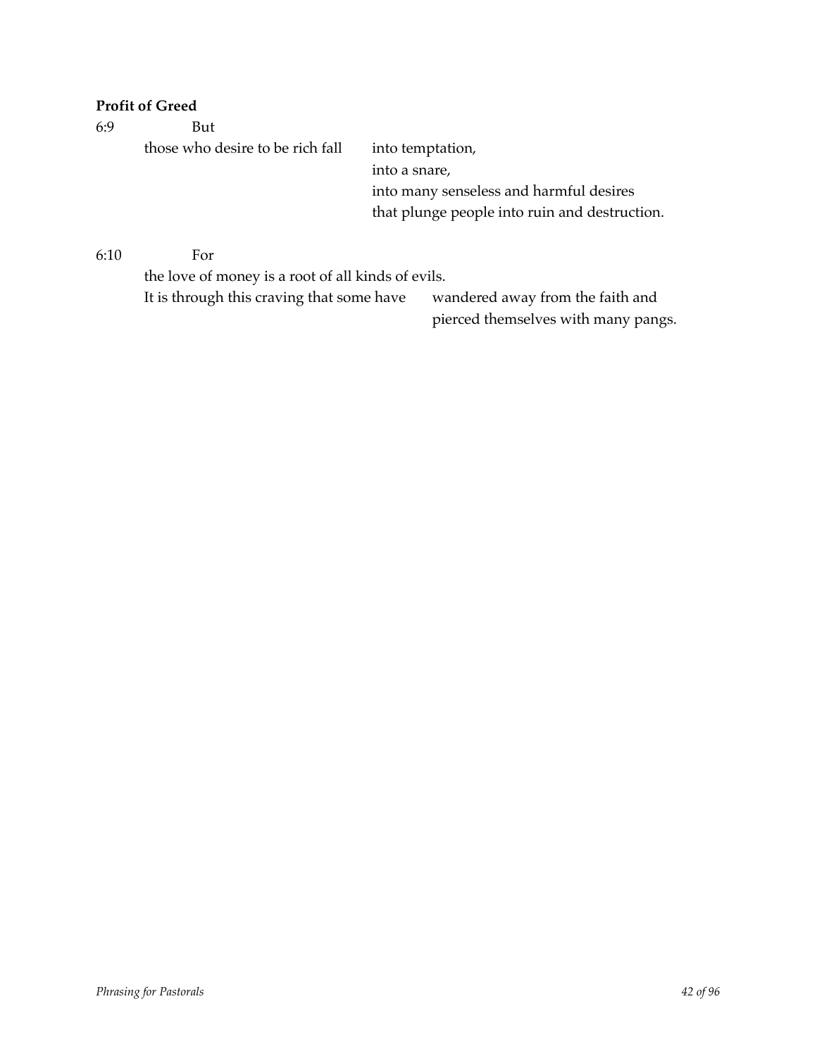**Profit of Greed**

6:9 But

those who desire to be rich fall into temptation,

into a snare,

into many senseless and harmful desires

that plunge people into ruin and destruction.

6:10 For

the love of money is a root of all kinds of evils.

It is through this craving that some have wandered away from the faith and

pierced themselves with many pangs.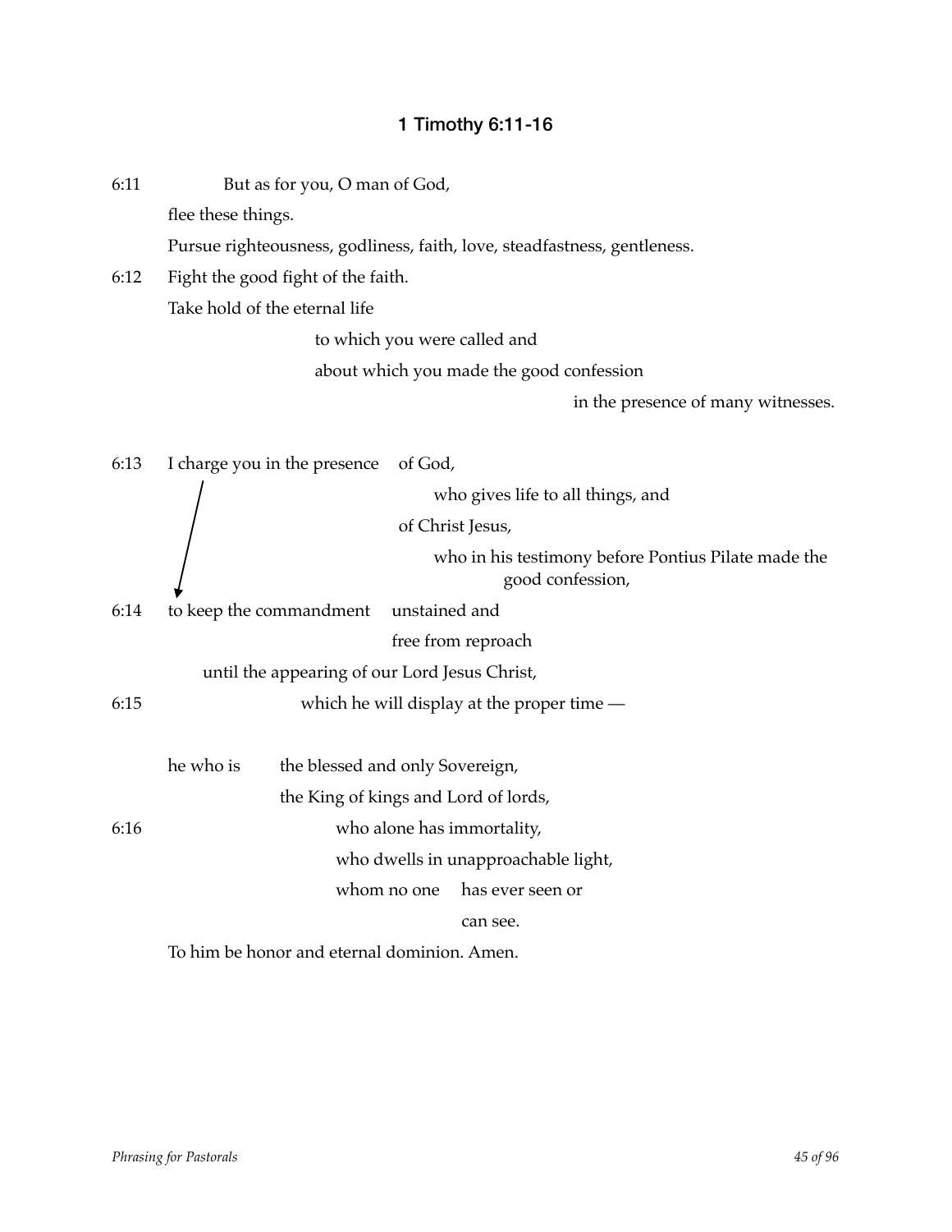### 1 Timothy 6:11-16

6:11 But as for you, O man of God,

flee these things.

Pursue righteousness, godliness, faith, love, steadfastness, gentleness.

6:12 Fight the good fight of the faith.

Take hold of the eternal life

to which you were called and

about which you made the good confession

in the presence of many witnesses.

6:13 I charge you in the presence of God,

who gives life to all things, and

of Christ Jesus,

who in his testimony before Pontius Pilate made the good confession,

6:14 to keep the commandment unstained and

free from reproach

until the appearing of our Lord Jesus Christ,

6:15 which he will display at the proper time —

he who is the blessed and only Sovereign,

the King of kings and Lord of lords,

6:16 who alone has immortality,

who dwells in unapproachable light,

whom no one has ever seen or

can see.

To him be honor and eternal dominion. Amen.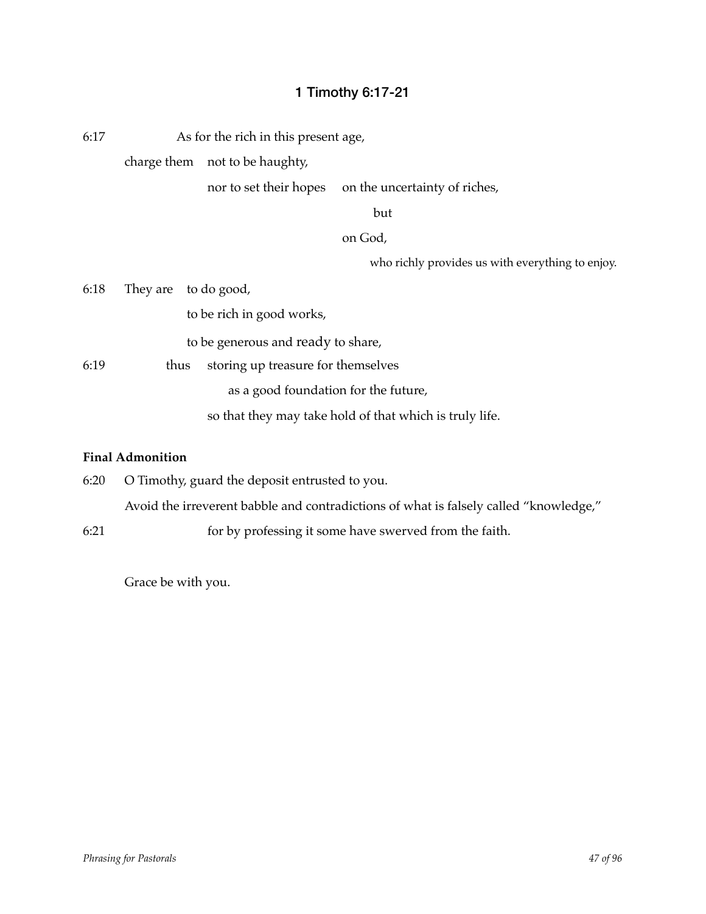## 1 Timothy 6:17-21

```
6:17            As for the rich in this present age,
        charge them   not to be haughty,
                      nor to set their hopes   on the uncertainty of riches,
                                                    but
                                               on God,
                                                    who richly provides us with everything to enjoy.
6:18    They are   to do good,
                   to be rich in good works,
                   to be generous and ready to share,
6:19          thus    storing up treasure for themselves
                          as a good foundation for the future,
                      so that they may take hold of that which is truly life.
```

**Final Admonition**

```
6:20    O Timothy, guard the deposit entrusted to you.
        Avoid the irreverent babble and contradictions of what is falsely called "knowledge,"
6:21                  for by professing it some have swerved from the faith.

        Grace be with you.
```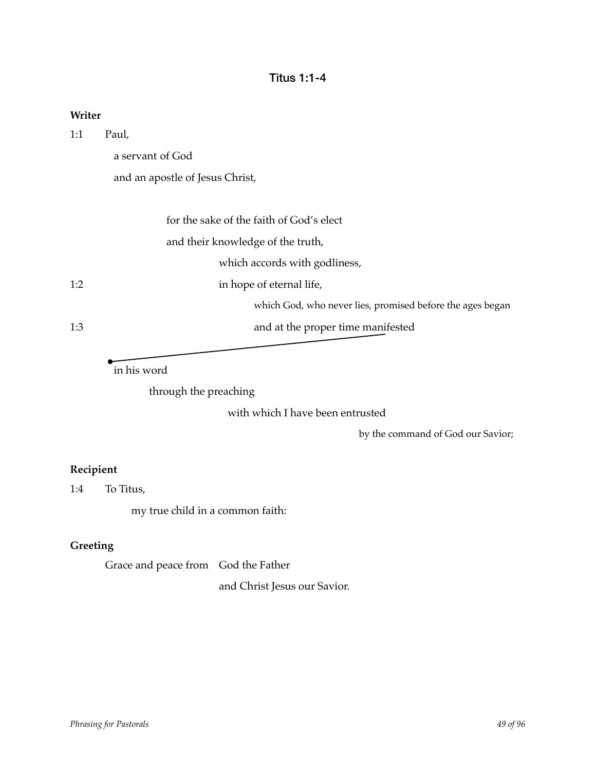## Titus 1:1-4

**Writer**

1:1 Paul,

a servant of God

and an apostle of Jesus Christ,

for the sake of the faith of God's elect

and their knowledge of the truth,

which accords with godliness,

1:2 in hope of eternal life,

which God, who never lies, promised before the ages began

1:3 and at the proper time manifested

in his word

through the preaching

with which I have been entrusted

by the command of God our Savior;

**Recipient**

1:4 To Titus,

my true child in a common faith:

**Greeting**

Grace and peace from God the Father

and Christ Jesus our Savior.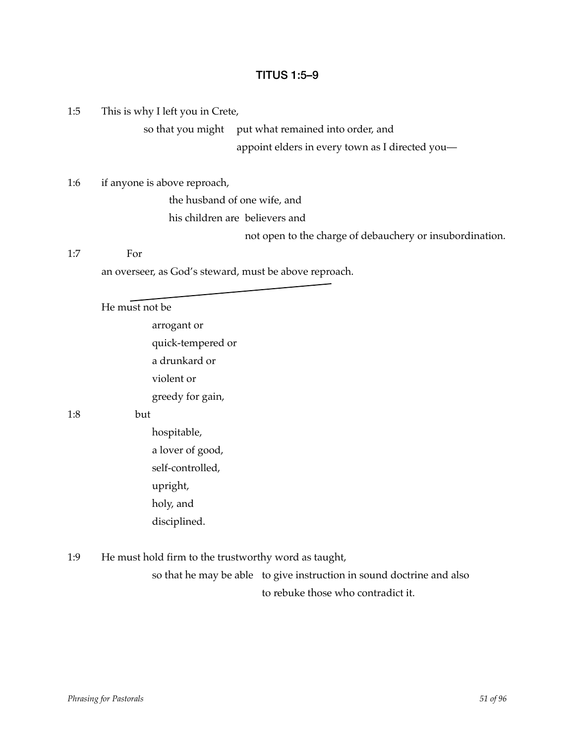## TITUS 1:5–9

1:5 This is why I left you in Crete,

    so that you might put what remained into order, and
                      appoint elders in every town as I directed you—

1:6 if anyone is above reproach,

    the husband of one wife, and
    his children are believers and
                     not open to the charge of debauchery or insubordination.

1:7 For

an overseer, as God's steward, must be above reproach.

He must not be

    arrogant or
    quick-tempered or
    a drunkard or
    violent or
    greedy for gain,

1:8 but

    hospitable,
    a lover of good,
    self-controlled,
    upright,
    holy, and
    disciplined.

1:9 He must hold firm to the trustworthy word as taught,

    so that he may be able to give instruction in sound doctrine and also
                           to rebuke those who contradict it.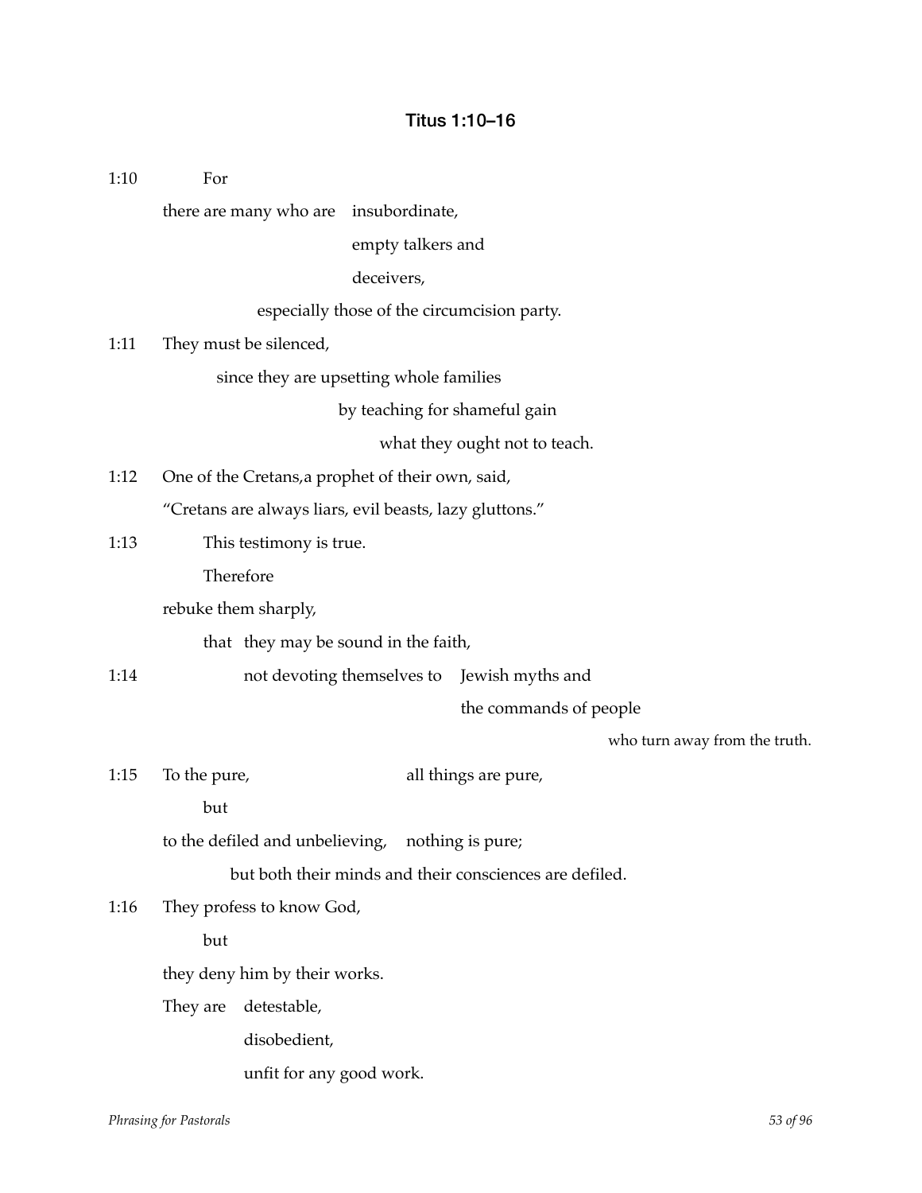## Titus 1:10–16

```
1:10        For
       there are many who are   insubordinate,
                                empty talkers and
                                deceivers,
                 especially those of the circumcision party.
1:11   They must be silenced,
              since they are upsetting whole families
                                by teaching for shameful gain
                                      what they ought not to teach.
1:12   One of the Cretans,a prophet of their own, said,
       “Cretans are always liars, evil beasts, lazy gluttons.”
1:13        This testimony is true.
            Therefore
       rebuke them sharply,
            that  they may be sound in the faith,
1:14              not devoting themselves to   Jewish myths and
                                               the commands of people
                                                             who turn away from the truth.
1:15   To the pure,                    all things are pure,
            but
       to the defiled and unbelieving,  nothing is pure;
               but both their minds and their consciences are defiled.
1:16   They profess to know God,
            but
       they deny him by their works.
       They are   detestable,
                  disobedient,
                  unfit for any good work.
```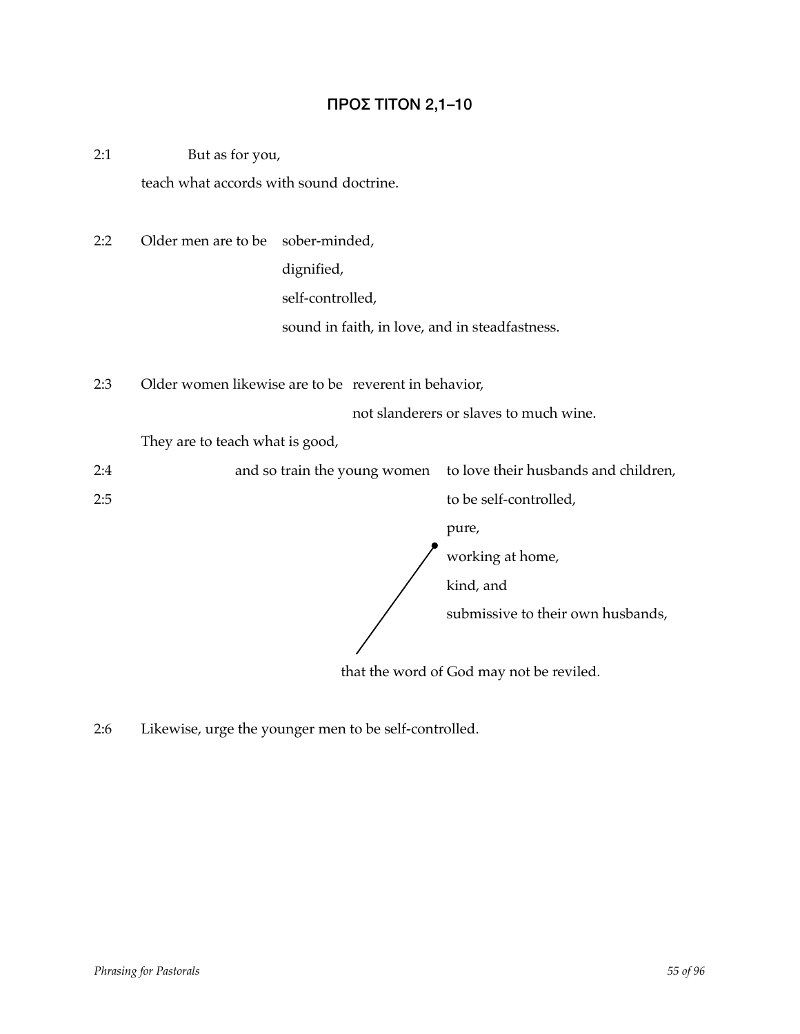## ΠΡΟΣ ΤΙΤΟΝ 2,1–10

```
2:1          But as for you,
        teach what accords with sound doctrine.

2:2     Older men are to be   sober-minded,
                              dignified,
                              self-controlled,
                              sound in faith, in love, and in steadfastness.

2:3     Older women likewise are to be   reverent in behavior,
                                         not slanderers or slaves to much wine.
        They are to teach what is good,
2:4                and so train the young women   to love their husbands and children,
2:5                                               to be self-controlled,
                                                  pure,
                                                  working at home,
                                                  kind, and
                                                  submissive to their own husbands,

                                     that the word of God may not be reviled.

2:6     Likewise, urge the younger men to be self-controlled.
```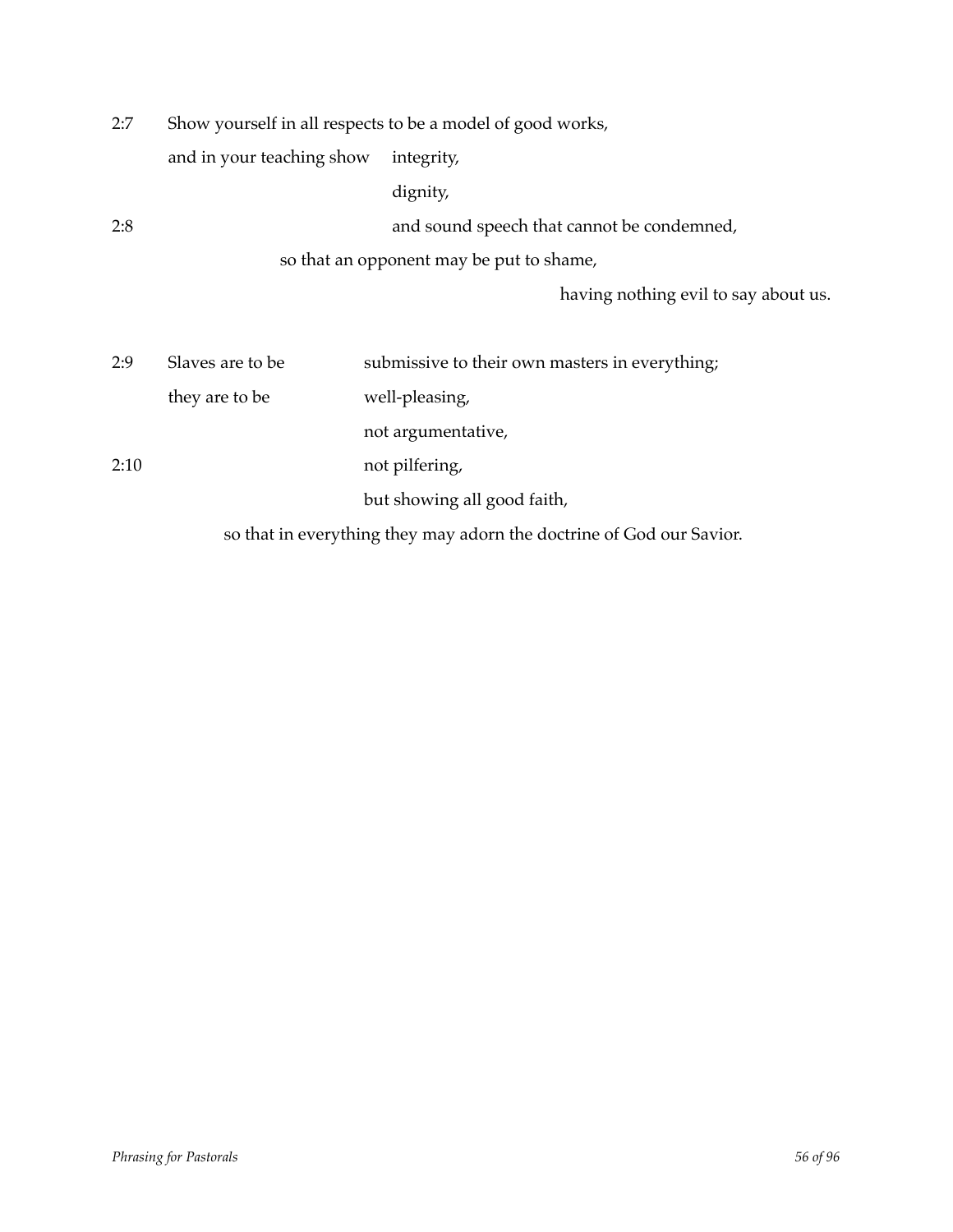2:7 Show yourself in all respects to be a model of good works,

and in your teaching show integrity,

dignity,

2:8 and sound speech that cannot be condemned,

so that an opponent may be put to shame,

having nothing evil to say about us.

2:9 Slaves are to be submissive to their own masters in everything;

they are to be well-pleasing,

not argumentative,

2:10 not pilfering,

but showing all good faith,

so that in everything they may adorn the doctrine of God our Savior.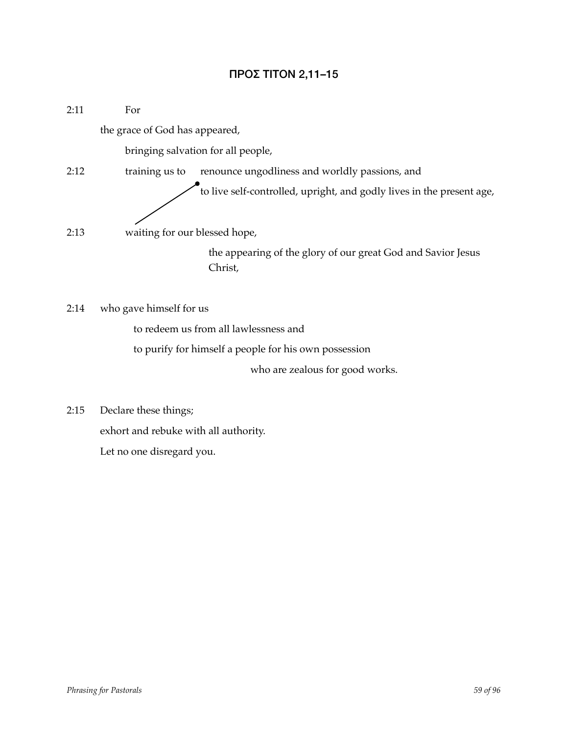## ΠΡΟΣ ΤΙΤΟΝ 2,11–15

2:11 For

the grace of God has appeared,

bringing salvation for all people,

2:12 training us to renounce ungodliness and worldly passions, and

to live self-controlled, upright, and godly lives in the present age,

2:13 waiting for our blessed hope,

the appearing of the glory of our great God and Savior Jesus Christ,

2:14 who gave himself for us

to redeem us from all lawlessness and

to purify for himself a people for his own possession

who are zealous for good works.

2:15 Declare these things;

exhort and rebuke with all authority.

Let no one disregard you.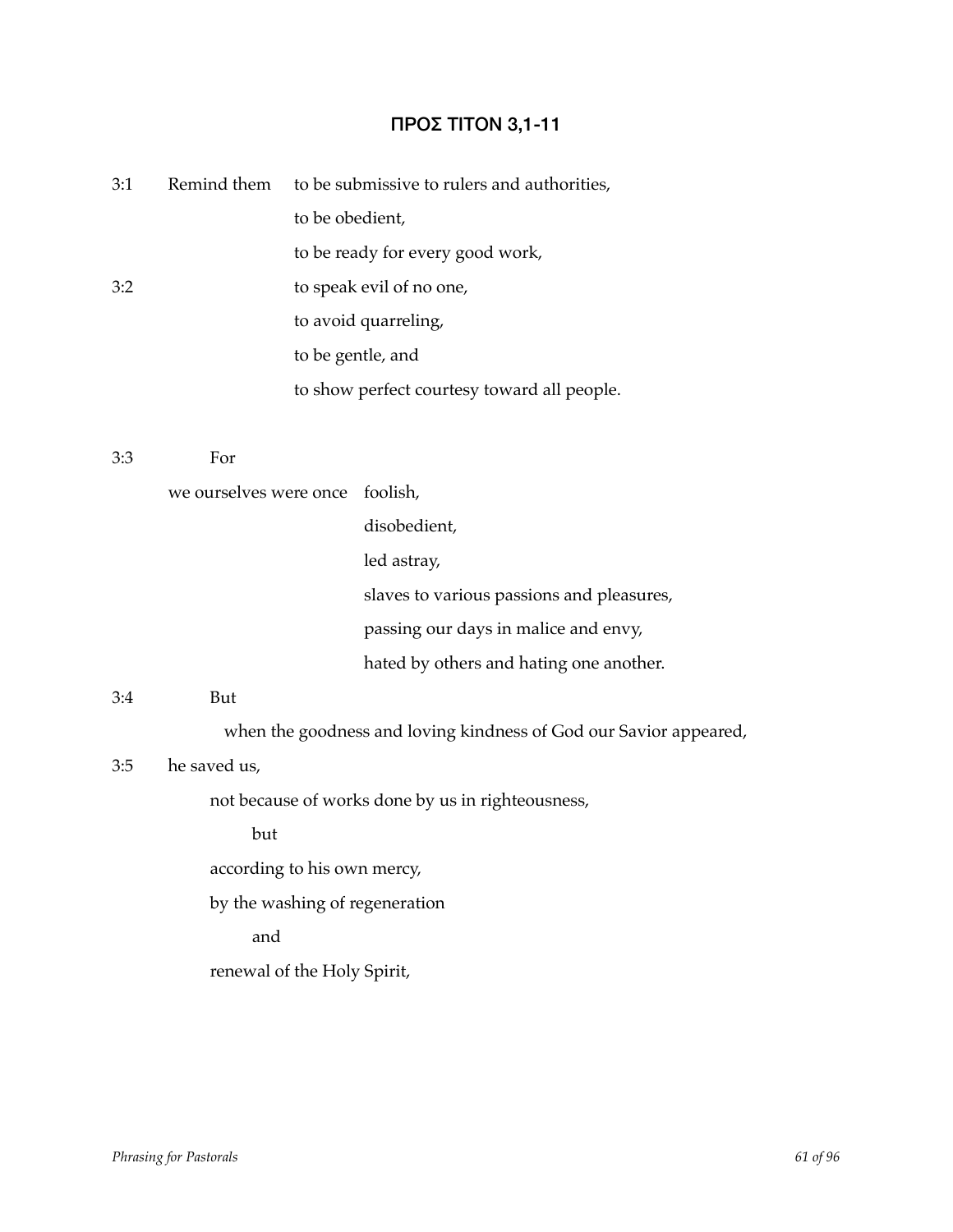## ΠΡΟΣ ΤΙΤΟΝ 3,1-11

3:1 Remind them to be submissive to rulers and authorities,
to be obedient,
to be ready for every good work,
3:2 to speak evil of no one,
to avoid quarreling,
to be gentle, and
to show perfect courtesy toward all people.

3:3 For
we ourselves were once foolish,
disobedient,
led astray,
slaves to various passions and pleasures,
passing our days in malice and envy,
hated by others and hating one another.

3:4 But
when the goodness and loving kindness of God our Savior appeared,
3:5 he saved us,
not because of works done by us in righteousness,
but
according to his own mercy,
by the washing of regeneration
and
renewal of the Holy Spirit,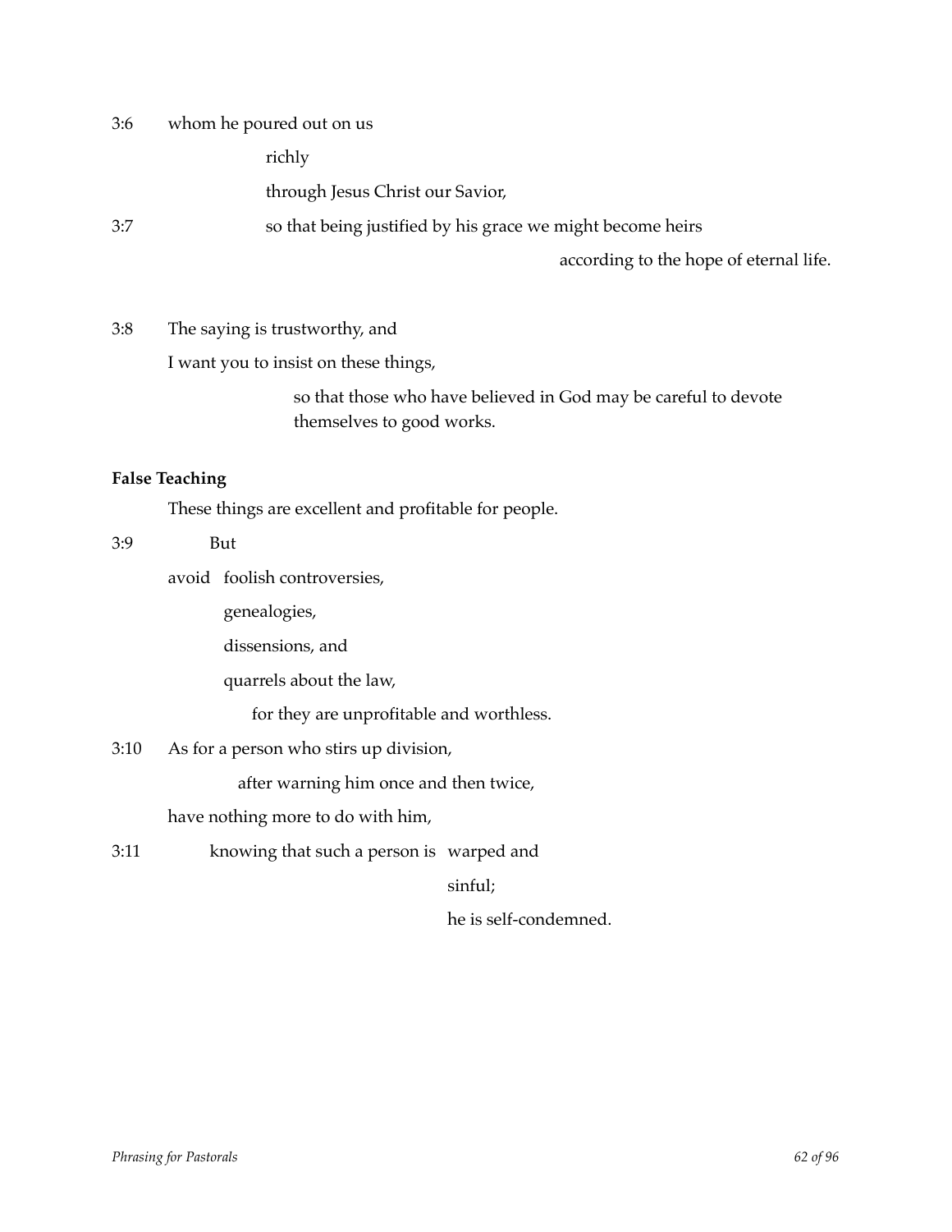3:6 whom he poured out on us

richly

through Jesus Christ our Savior,

3:7 so that being justified by his grace we might become heirs

according to the hope of eternal life.

3:8 The saying is trustworthy, and

I want you to insist on these things,

so that those who have believed in God may be careful to devote themselves to good works.

**False Teaching**

These things are excellent and profitable for people.

3:9 But

avoid foolish controversies,

genealogies,

dissensions, and

quarrels about the law,

for they are unprofitable and worthless.

3:10 As for a person who stirs up division,

after warning him once and then twice,

have nothing more to do with him,

3:11 knowing that such a person is warped and

sinful;

he is self-condemned.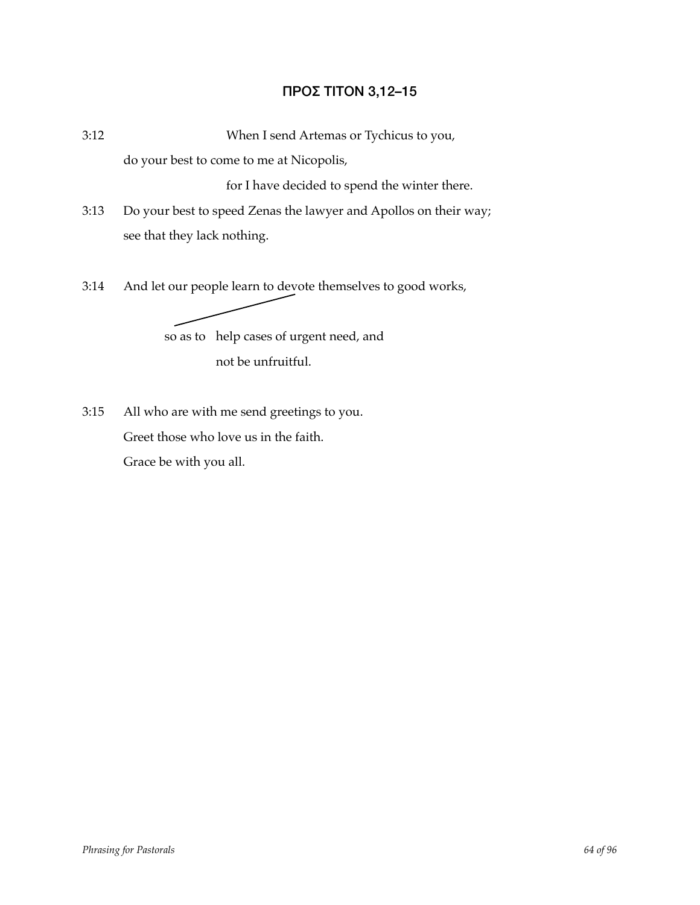## ΠΡΟΣ ΤΙΤΟΝ 3,12–15

3:12 When I send Artemas or Tychicus to you,

do your best to come to me at Nicopolis,

for I have decided to spend the winter there.

3:13 Do your best to speed Zenas the lawyer and Apollos on their way;

see that they lack nothing.

3:14 And let our people learn to devote themselves to good works,

so as to help cases of urgent need, and

not be unfruitful.

3:15 All who are with me send greetings to you.

Greet those who love us in the faith.

Grace be with you all.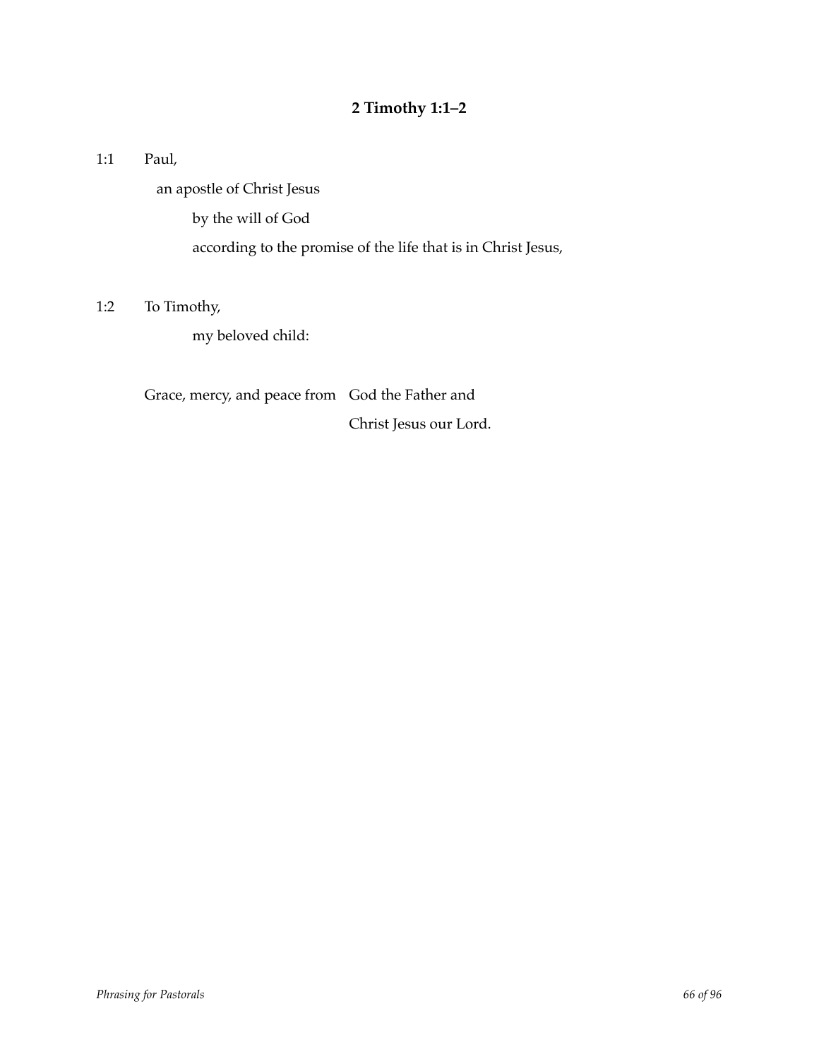## 2 Timothy 1:1–2

1:1 Paul,

  an apostle of Christ Jesus

    by the will of God

    according to the promise of the life that is in Christ Jesus,

1:2 To Timothy,

    my beloved child:

Grace, mercy, and peace from God the Father and

                Christ Jesus our Lord.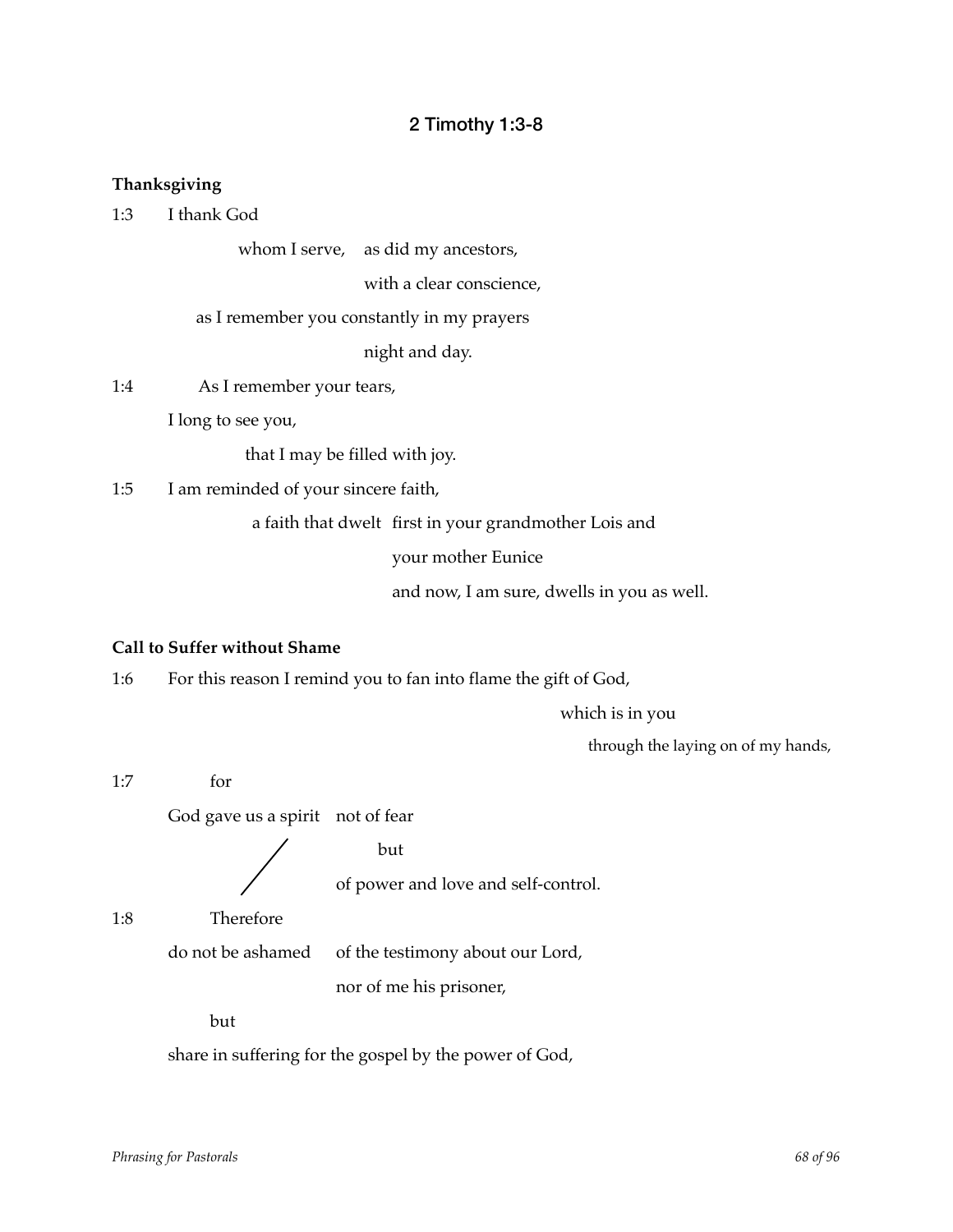## 2 Timothy 1:3-8

**Thanksgiving**

1:3 I thank God

whom I serve, as did my ancestors,

with a clear conscience,

as I remember you constantly in my prayers

night and day.

1:4 As I remember your tears,

I long to see you,

that I may be filled with joy.

1:5 I am reminded of your sincere faith,

a faith that dwelt first in your grandmother Lois and

your mother Eunice

and now, I am sure, dwells in you as well.

**Call to Suffer without Shame**

1:6 For this reason I remind you to fan into flame the gift of God,

which is in you

through the laying on of my hands,

1:7 for

God gave us a spirit not of fear

but

of power and love and self-control.

1:8 Therefore

do not be ashamed of the testimony about our Lord,

nor of me his prisoner,

but

share in suffering for the gospel by the power of God,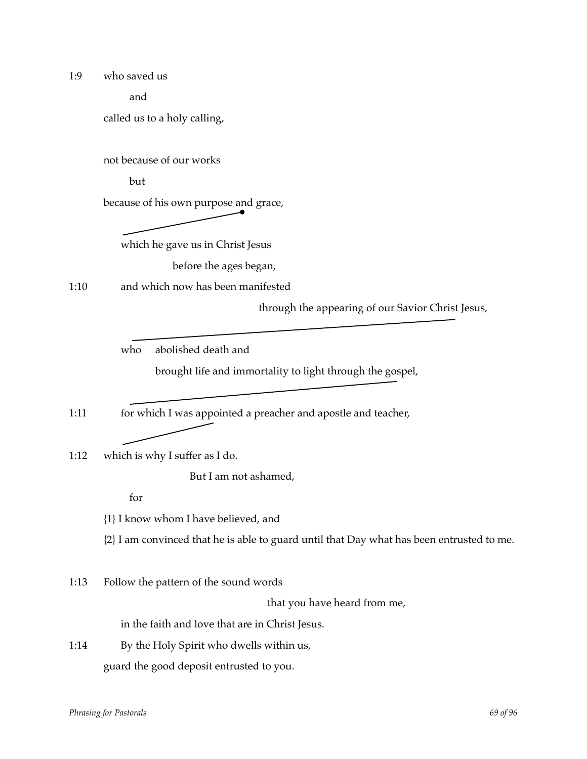1:9 who saved us

and

called us to a holy calling,

not because of our works

but

because of his own purpose and grace,

which he gave us in Christ Jesus

before the ages began,

1:10 and which now has been manifested

through the appearing of our Savior Christ Jesus,

who abolished death and

brought life and immortality to light through the gospel,

1:11 for which I was appointed a preacher and apostle and teacher,

1:12 which is why I suffer as I do.

But I am not ashamed,

for

{1} I know whom I have believed, and

{2} I am convinced that he is able to guard until that Day what has been entrusted to me.

1:13 Follow the pattern of the sound words

that you have heard from me,

in the faith and love that are in Christ Jesus.

1:14 By the Holy Spirit who dwells within us,

guard the good deposit entrusted to you.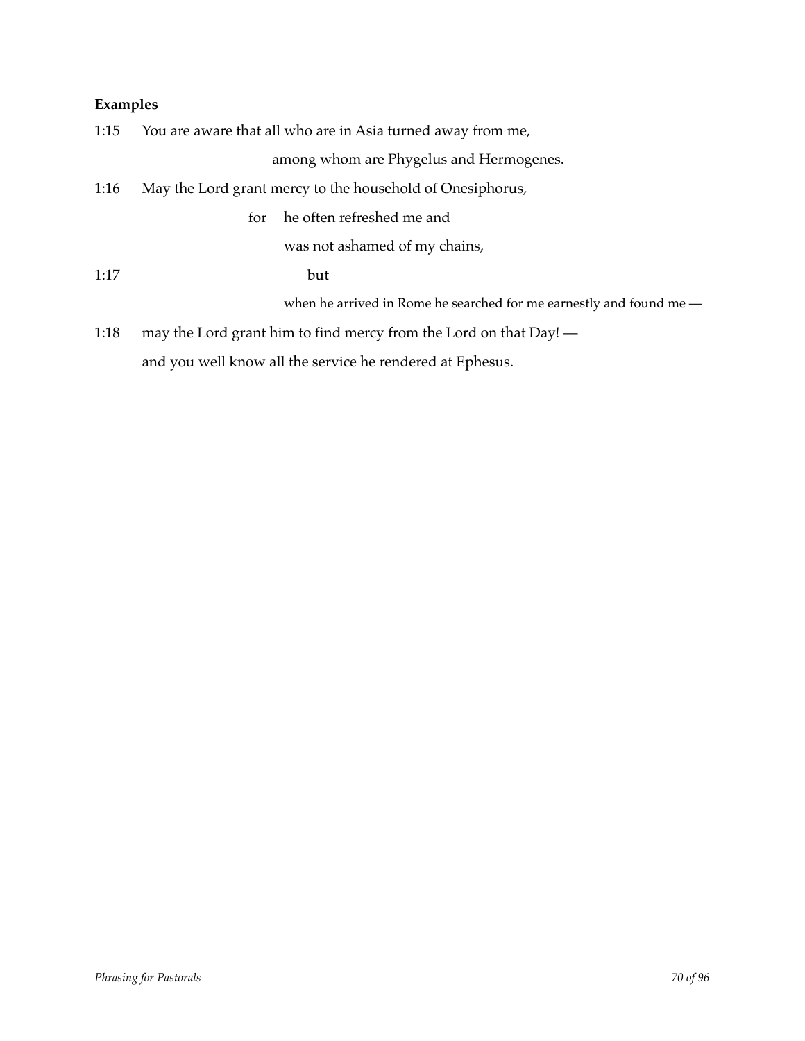**Examples**

1:15 You are aware that all who are in Asia turned away from me,

among whom are Phygelus and Hermogenes.

1:16 May the Lord grant mercy to the household of Onesiphorus,

for he often refreshed me and

was not ashamed of my chains,

1:17 but

when he arrived in Rome he searched for me earnestly and found me —

1:18 may the Lord grant him to find mercy from the Lord on that Day! —

and you well know all the service he rendered at Ephesus.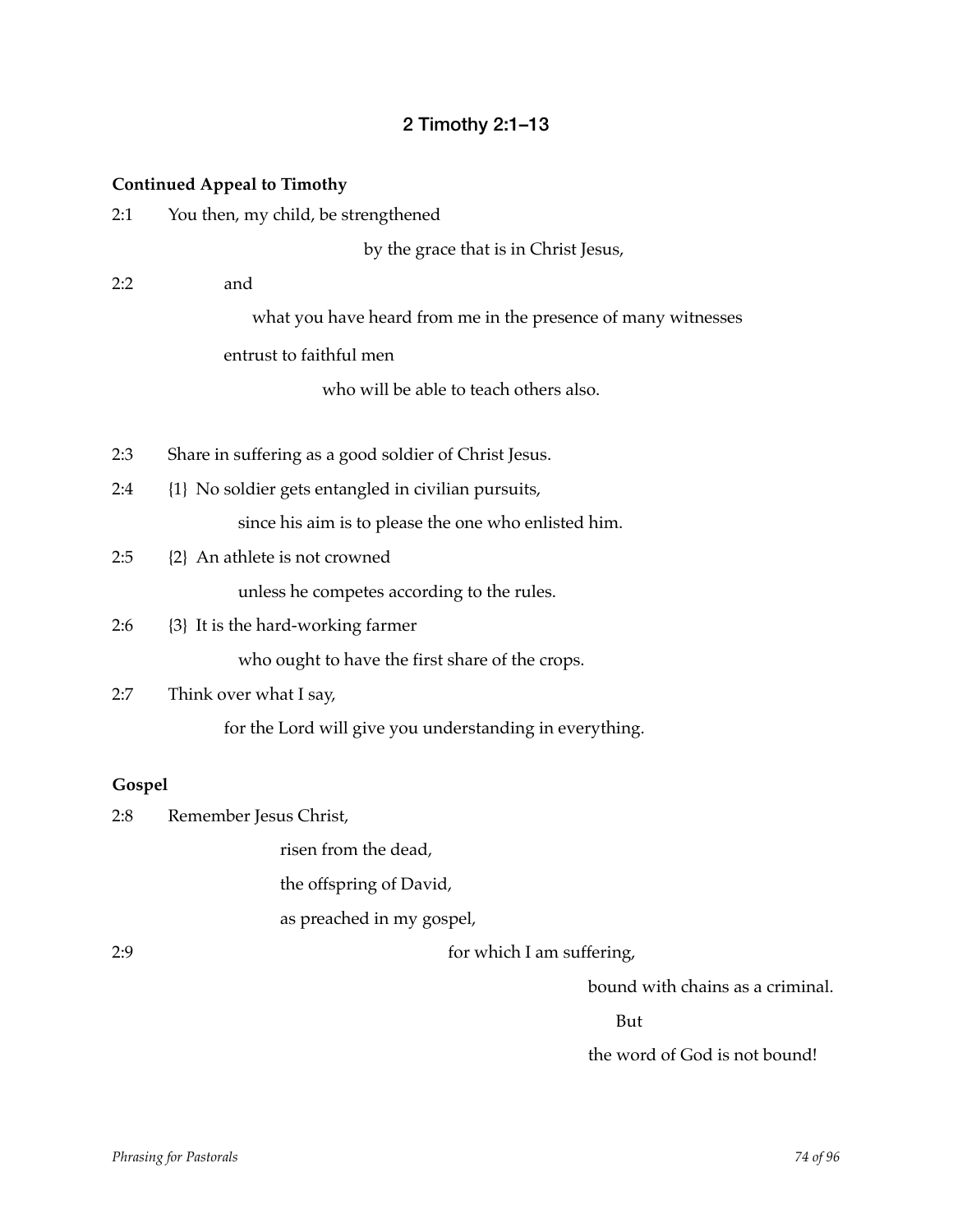## 2 Timothy 2:1–13

**Continued Appeal to Timothy**

2:1 You then, my child, be strengthened

    by the grace that is in Christ Jesus,

2:2 and

    what you have heard from me in the presence of many witnesses

  entrust to faithful men

    who will be able to teach others also.

2:3 Share in suffering as a good soldier of Christ Jesus.

2:4 {1} No soldier gets entangled in civilian pursuits,

    since his aim is to please the one who enlisted him.

2:5 {2} An athlete is not crowned

    unless he competes according to the rules.

2:6 {3} It is the hard-working farmer

    who ought to have the first share of the crops.

2:7 Think over what I say,

  for the Lord will give you understanding in everything.

**Gospel**

2:8 Remember Jesus Christ,

    risen from the dead,

    the offspring of David,

    as preached in my gospel,

2:9     for which I am suffering,

      bound with chains as a criminal.

       But

      the word of God is not bound!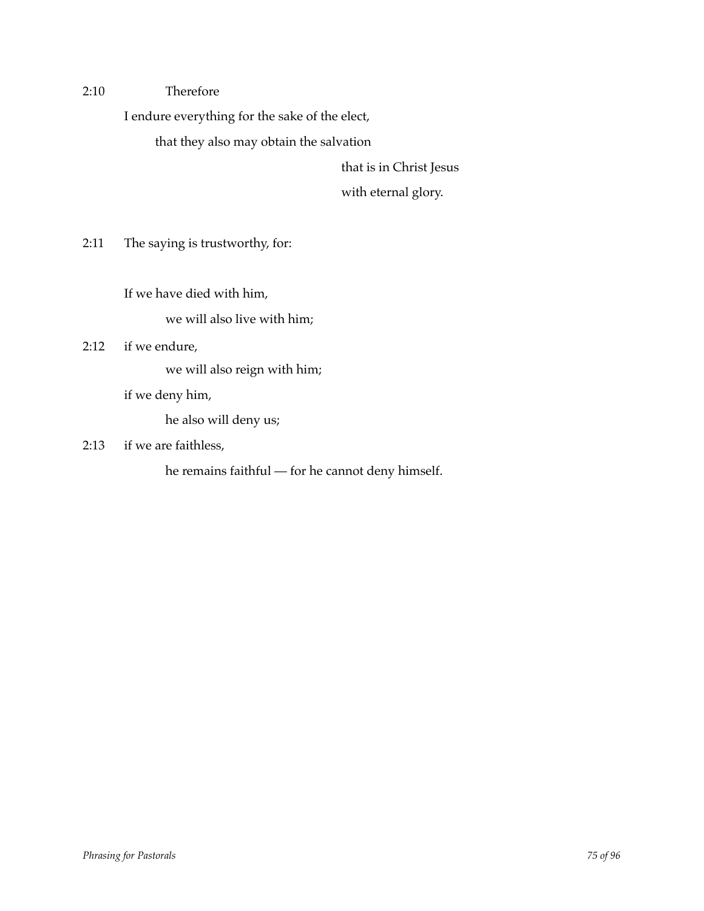2:10 Therefore

I endure everything for the sake of the elect,

that they also may obtain the salvation

that is in Christ Jesus

with eternal glory.

2:11 The saying is trustworthy, for:

If we have died with him,

we will also live with him;

2:12 if we endure,

we will also reign with him;

if we deny him,

he also will deny us;

2:13 if we are faithless,

he remains faithful — for he cannot deny himself.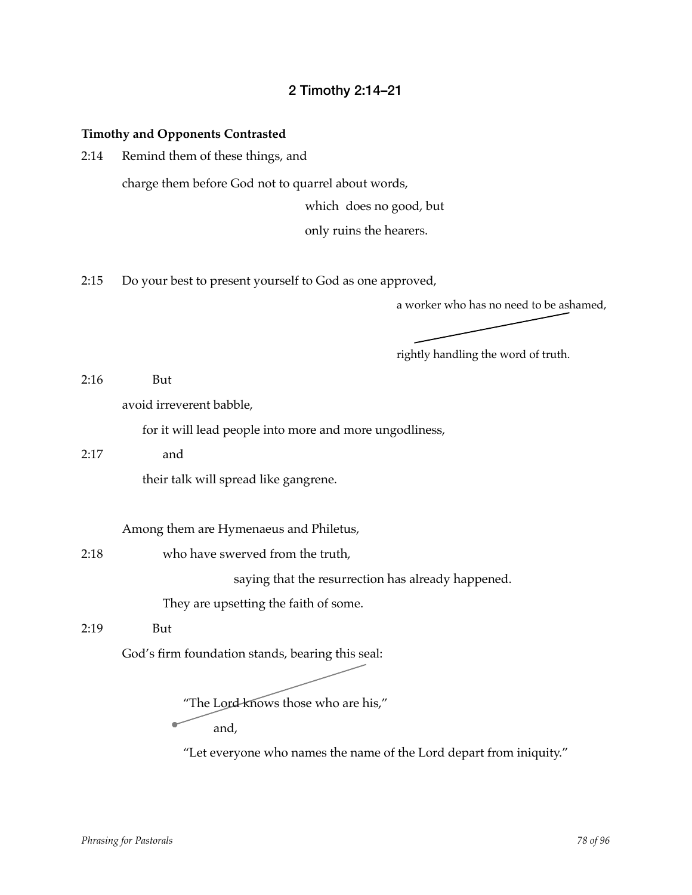## 2 Timothy 2:14–21

**Timothy and Opponents Contrasted**

2:14 Remind them of these things, and

charge them before God not to quarrel about words,

which does no good, but

only ruins the hearers.

2:15 Do your best to present yourself to God as one approved,

a worker who has no need to be ashamed,

rightly handling the word of truth.

2:16 But

avoid irreverent babble,

for it will lead people into more and more ungodliness,

2:17 and

their talk will spread like gangrene.

Among them are Hymenaeus and Philetus,

2:18 who have swerved from the truth,

saying that the resurrection has already happened.

They are upsetting the faith of some.

2:19 But

God's firm foundation stands, bearing this seal:

"The Lord knows those who are his,"

and,

"Let everyone who names the name of the Lord depart from iniquity."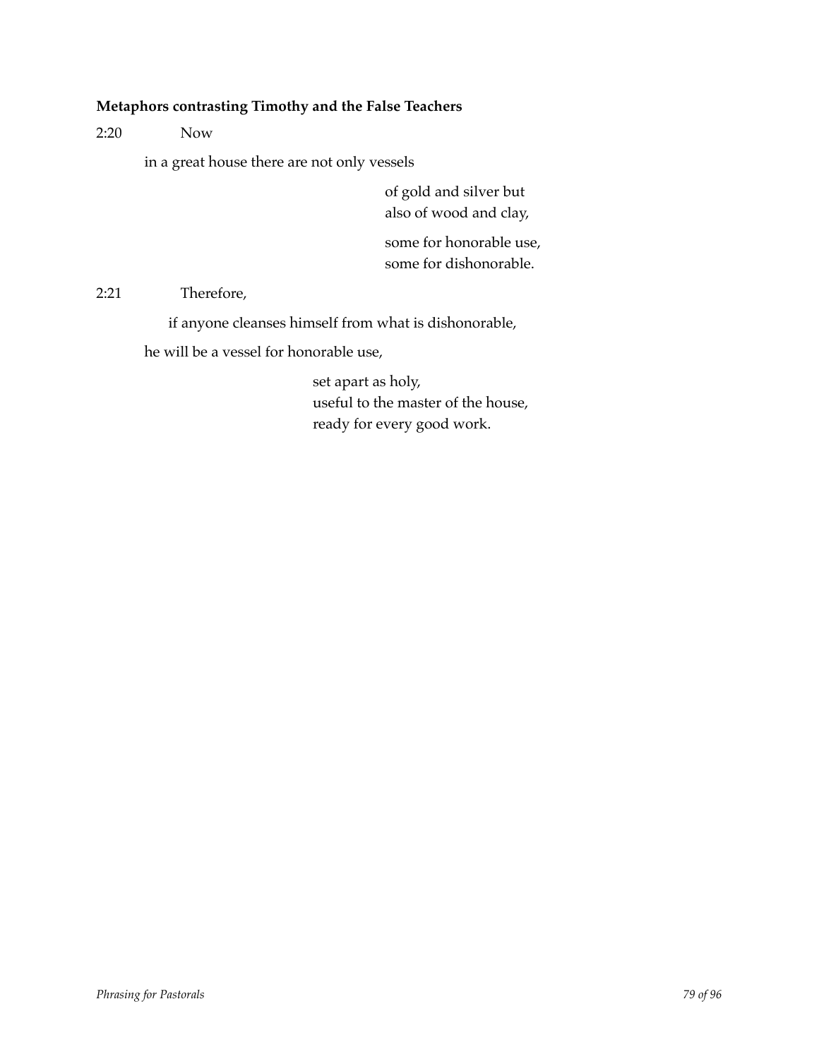**Metaphors contrasting Timothy and the False Teachers**

2:20 Now

in a great house there are not only vessels

of gold and silver but
also of wood and clay,

some for honorable use,
some for dishonorable.

2:21 Therefore,

if anyone cleanses himself from what is dishonorable,

he will be a vessel for honorable use,

set apart as holy,
useful to the master of the house,
ready for every good work.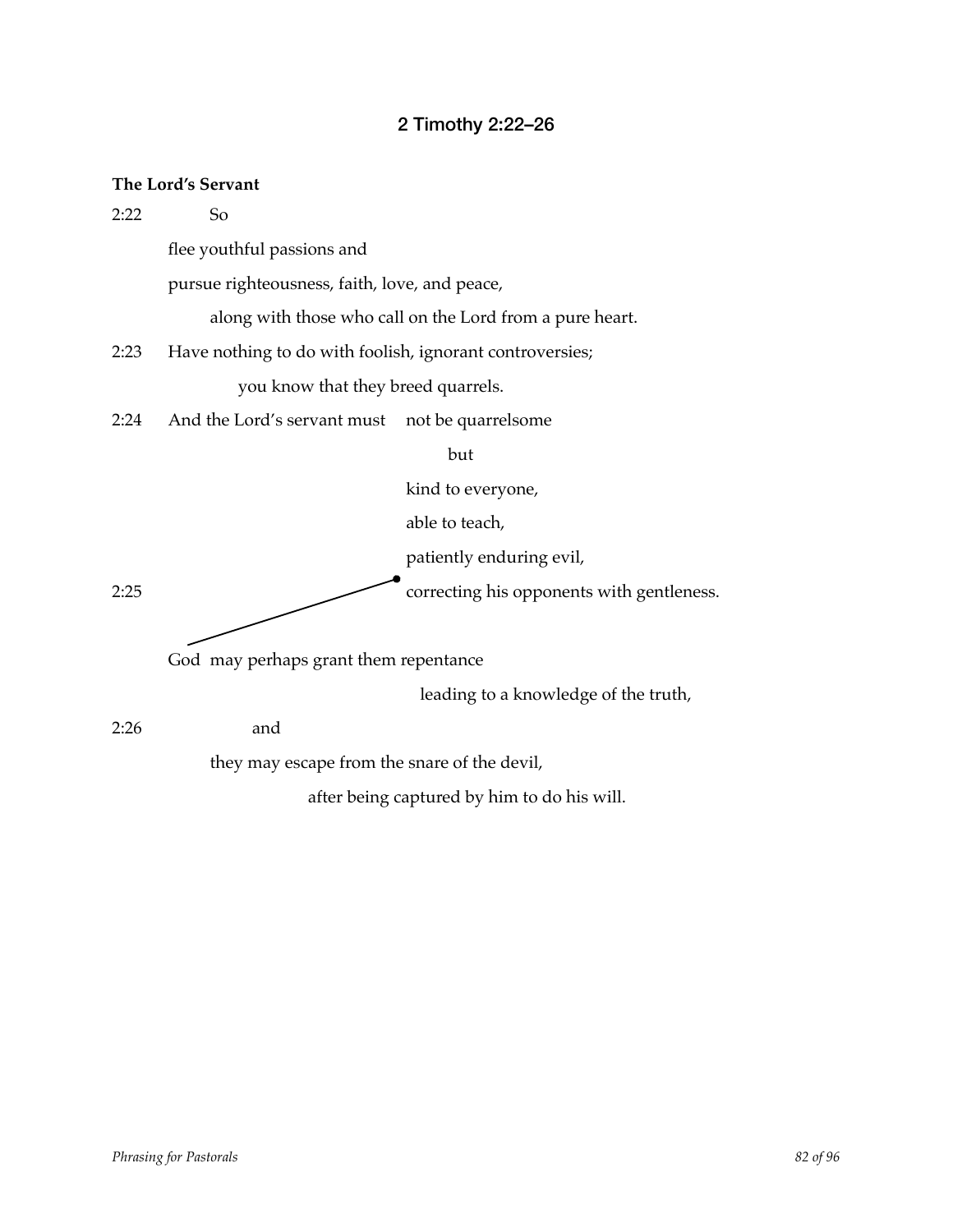## 2 Timothy 2:22–26

**The Lord's Servant**

2:22 So

flee youthful passions and

pursue righteousness, faith, love, and peace,

along with those who call on the Lord from a pure heart.

2:23 Have nothing to do with foolish, ignorant controversies;

you know that they breed quarrels.

2:24 And the Lord's servant must not be quarrelsome

but

kind to everyone,

able to teach,

patiently enduring evil,

2:25 correcting his opponents with gentleness.

God may perhaps grant them repentance

leading to a knowledge of the truth,

2:26 and

they may escape from the snare of the devil,

after being captured by him to do his will.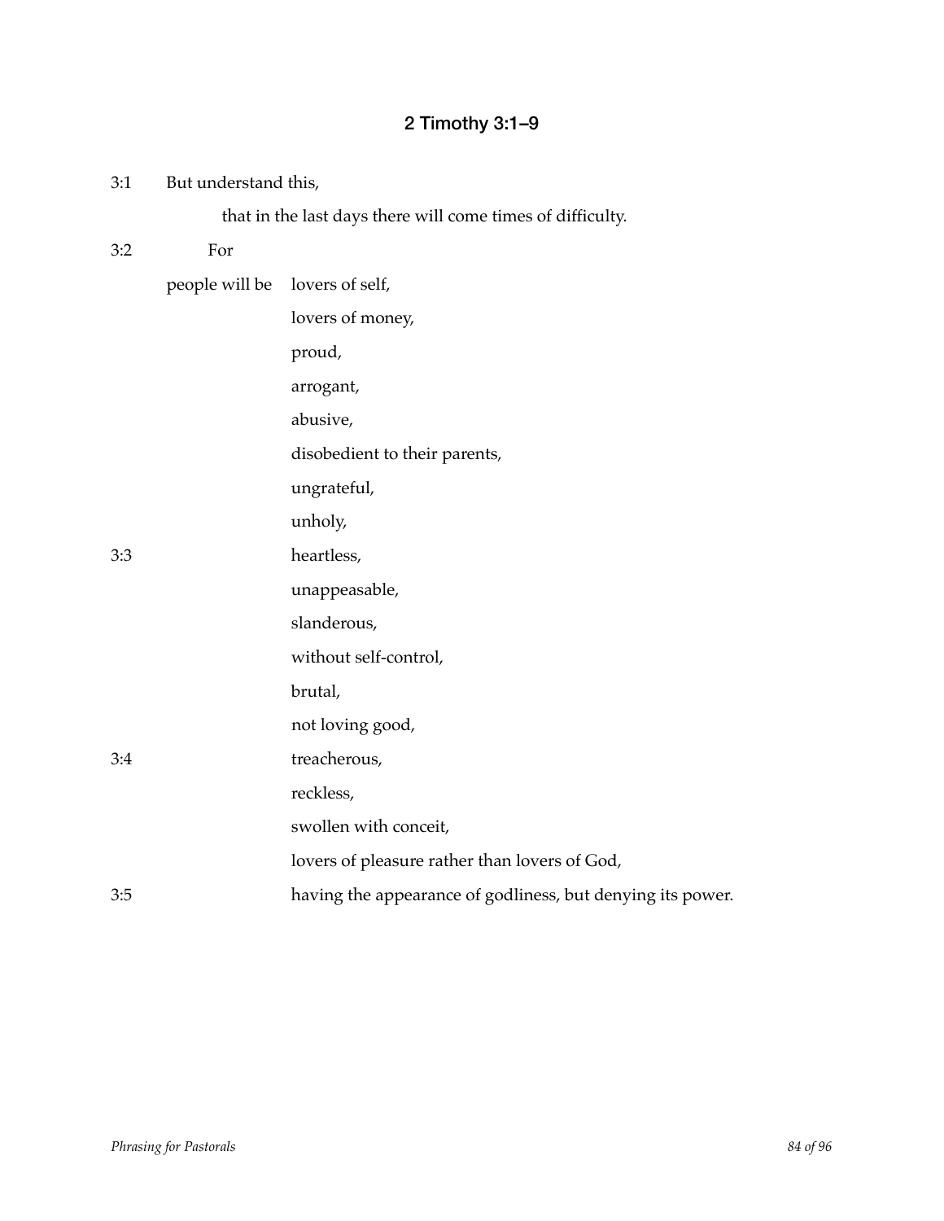## 2 Timothy 3:1–9

3:1 But understand this,

  that in the last days there will come times of difficulty.

3:2  For

people will be  lovers of self,

  lovers of money,

  proud,

  arrogant,

  abusive,

  disobedient to their parents,

  ungrateful,

  unholy,

3:3  heartless,

  unappeasable,

  slanderous,

  without self-control,

  brutal,

  not loving good,

3:4  treacherous,

  reckless,

  swollen with conceit,

  lovers of pleasure rather than lovers of God,

3:5  having the appearance of godliness, but denying its power.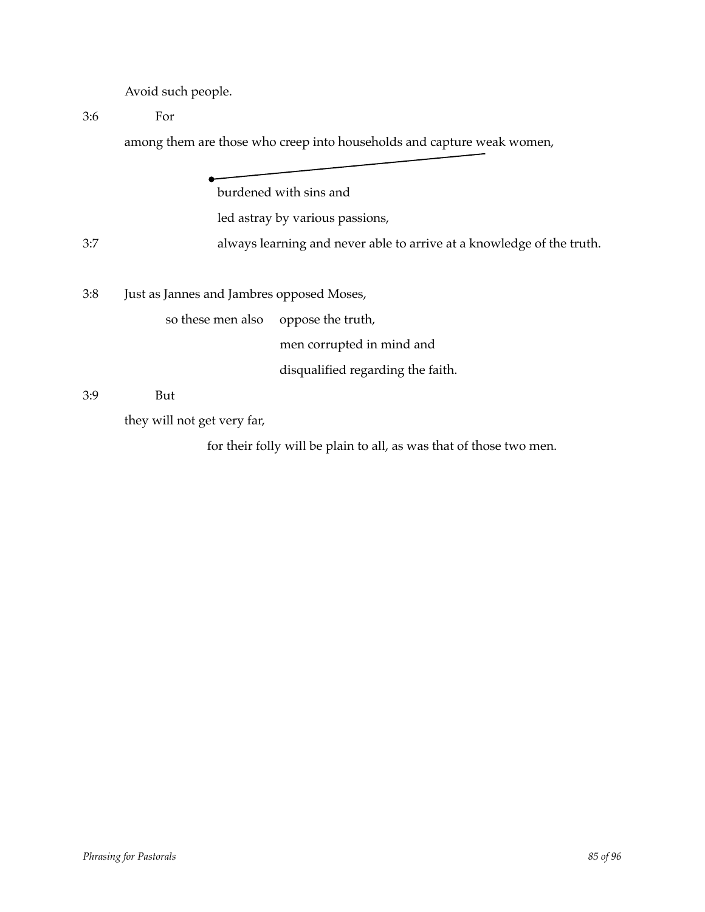Avoid such people.

3:6 For

among them are those who creep into households and capture weak women,

burdened with sins and

led astray by various passions,

3:7 always learning and never able to arrive at a knowledge of the truth.

3:8 Just as Jannes and Jambres opposed Moses,

so these men also oppose the truth,

men corrupted in mind and

disqualified regarding the faith.

3:9 But

they will not get very far,

for their folly will be plain to all, as was that of those two men.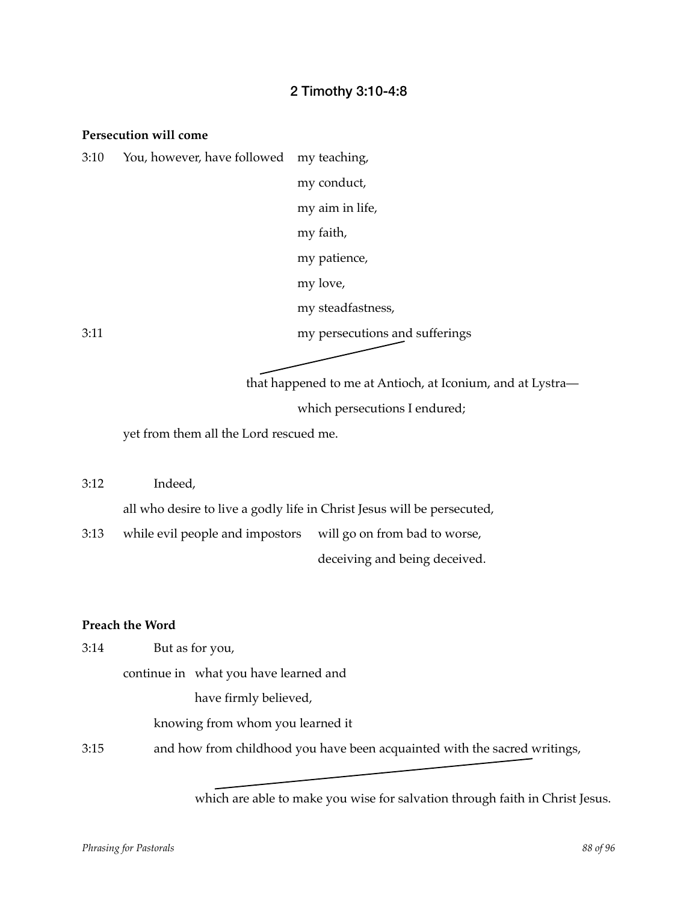## 2 Timothy 3:10-4:8

**Persecution will come**

3:10 You, however, have followed my teaching,
my conduct,
my aim in life,
my faith,
my patience,
my love,
my steadfastness,
3:11 my persecutions and sufferings
that happened to me at Antioch, at Iconium, and at Lystra—
which persecutions I endured;
yet from them all the Lord rescued me.

3:12 Indeed,
all who desire to live a godly life in Christ Jesus will be persecuted,
3:13 while evil people and impostors will go on from bad to worse,
deceiving and being deceived.

**Preach the Word**

3:14 But as for you,
continue in what you have learned and
have firmly believed,
knowing from whom you learned it
3:15 and how from childhood you have been acquainted with the sacred writings,
which are able to make you wise for salvation through faith in Christ Jesus.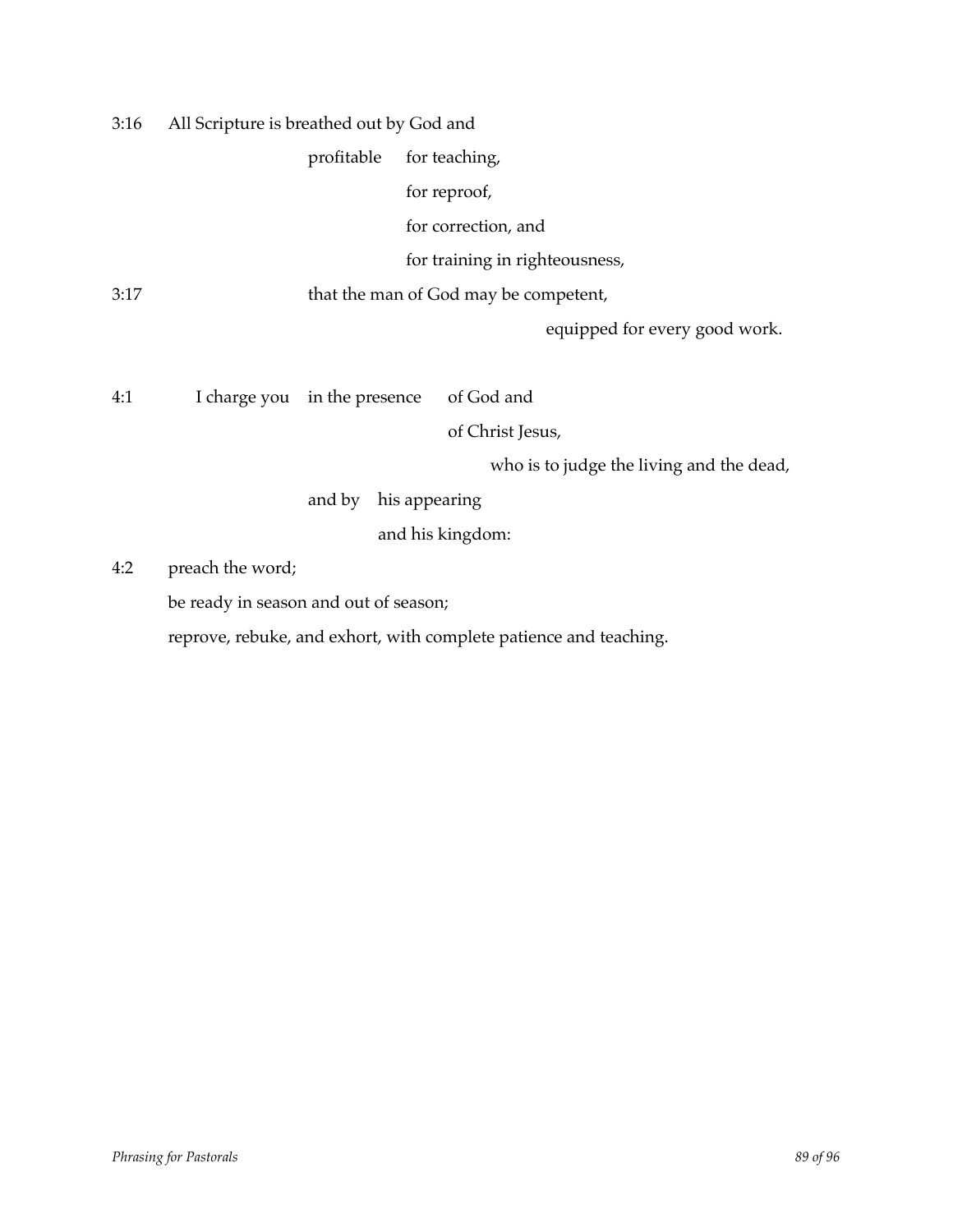```
3:16   All Scripture is breathed out by God and
                            profitable    for teaching,
                                          for reproof,
                                          for correction, and
                                          for training in righteousness,
3:17                        that the man of God may be competent,
                                                      equipped for every good work.

4:1        I charge you     in the presence     of God and
                                                of Christ Jesus,
                                                     who is to judge the living and the dead,
                            and by   his appearing
                                     and his kingdom:
4:2    preach the word;
       be ready in season and out of season;
       reprove, rebuke, and exhort, with complete patience and teaching.
```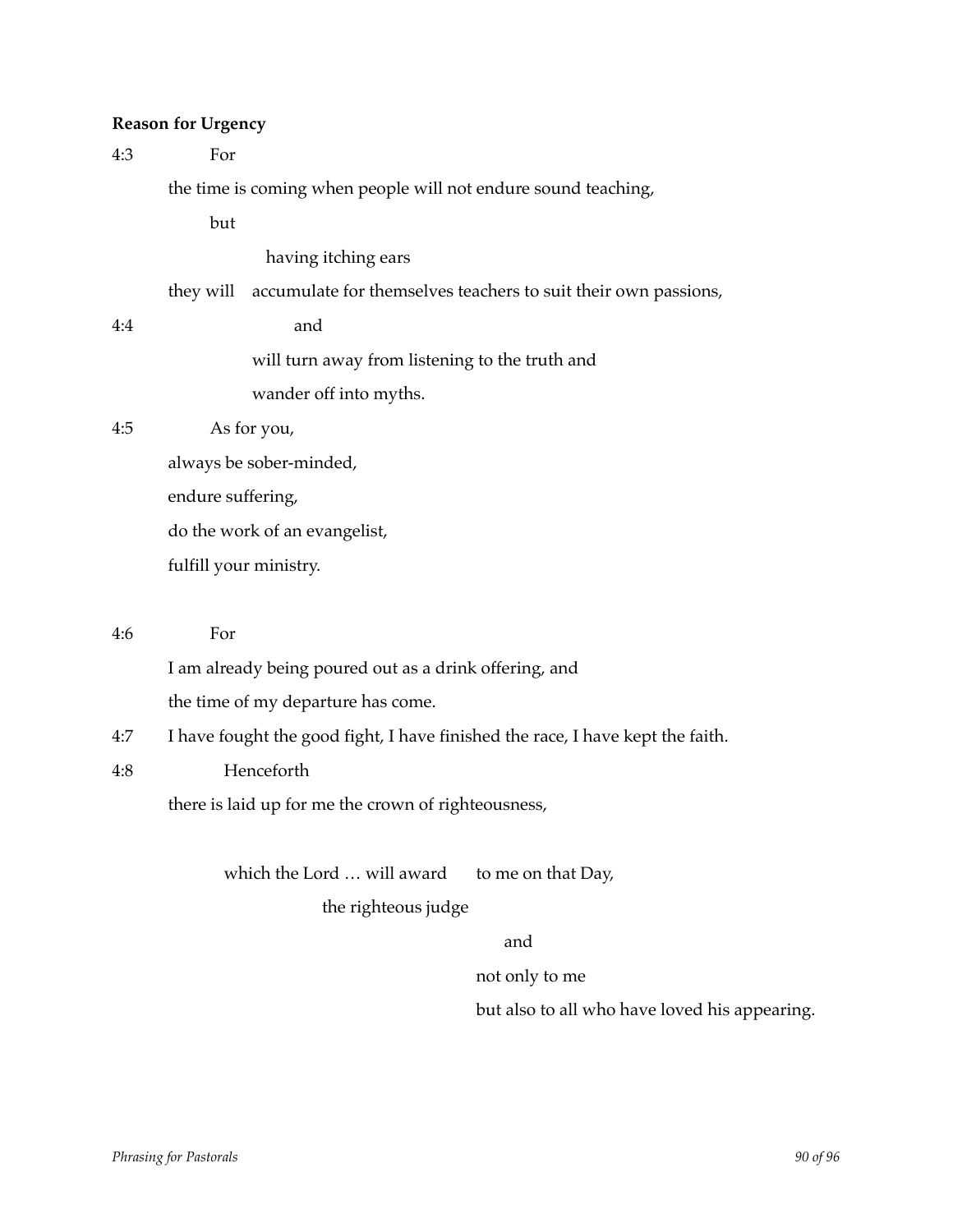**Reason for Urgency**

4:3 For

the time is coming when people will not endure sound teaching,

but

having itching ears

they will accumulate for themselves teachers to suit their own passions,

4:4 and

will turn away from listening to the truth and

wander off into myths.

4:5 As for you,

always be sober-minded,

endure suffering,

do the work of an evangelist,

fulfill your ministry.

4:6 For

I am already being poured out as a drink offering, and

the time of my departure has come.

4:7 I have fought the good fight, I have finished the race, I have kept the faith.

4:8 Henceforth

there is laid up for me the crown of righteousness,

which the Lord … will award to me on that Day,

the righteous judge

and

not only to me

but also to all who have loved his appearing.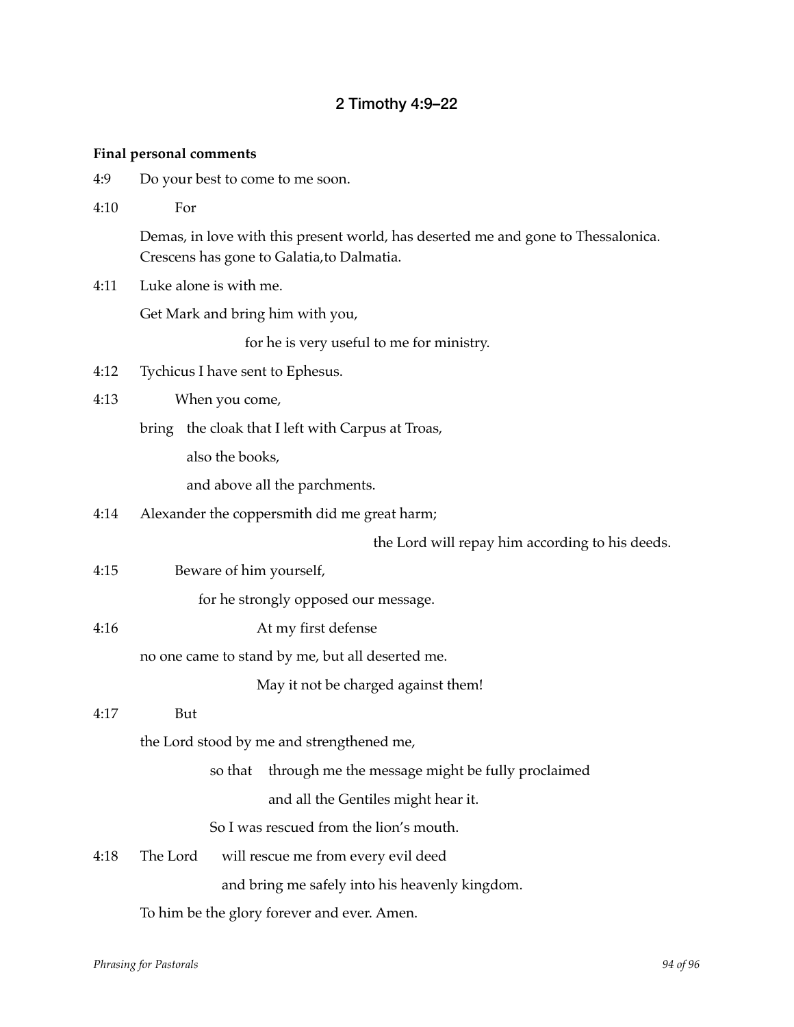## 2 Timothy 4:9–22

**Final personal comments**

4:9 Do your best to come to me soon.

4:10 For

Demas, in love with this present world, has deserted me and gone to Thessalonica. Crescens has gone to Galatia,to Dalmatia.

4:11 Luke alone is with me.

Get Mark and bring him with you,

for he is very useful to me for ministry.

4:12 Tychicus I have sent to Ephesus.

4:13 When you come,

bring the cloak that I left with Carpus at Troas,

also the books,

and above all the parchments.

4:14 Alexander the coppersmith did me great harm;

the Lord will repay him according to his deeds.

4:15 Beware of him yourself,

for he strongly opposed our message.

4:16 At my first defense

no one came to stand by me, but all deserted me.

May it not be charged against them!

4:17 But

the Lord stood by me and strengthened me,

so that through me the message might be fully proclaimed

and all the Gentiles might hear it.

So I was rescued from the lion's mouth.

4:18 The Lord will rescue me from every evil deed

and bring me safely into his heavenly kingdom.

To him be the glory forever and ever. Amen.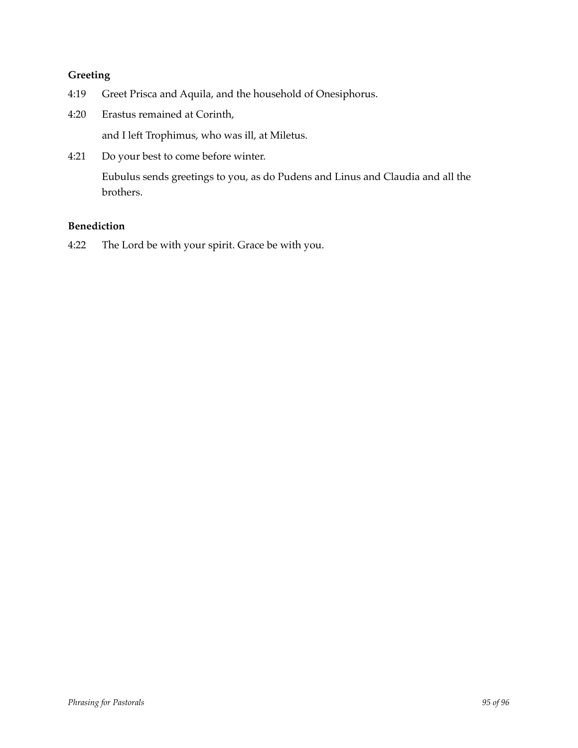**Greeting**

4:19 Greet Prisca and Aquila, and the household of Onesiphorus.

4:20 Erastus remained at Corinth,

and I left Trophimus, who was ill, at Miletus.

4:21 Do your best to come before winter.

Eubulus sends greetings to you, as do Pudens and Linus and Claudia and all the brothers.

**Benediction**

4:22 The Lord be with your spirit. Grace be with you.